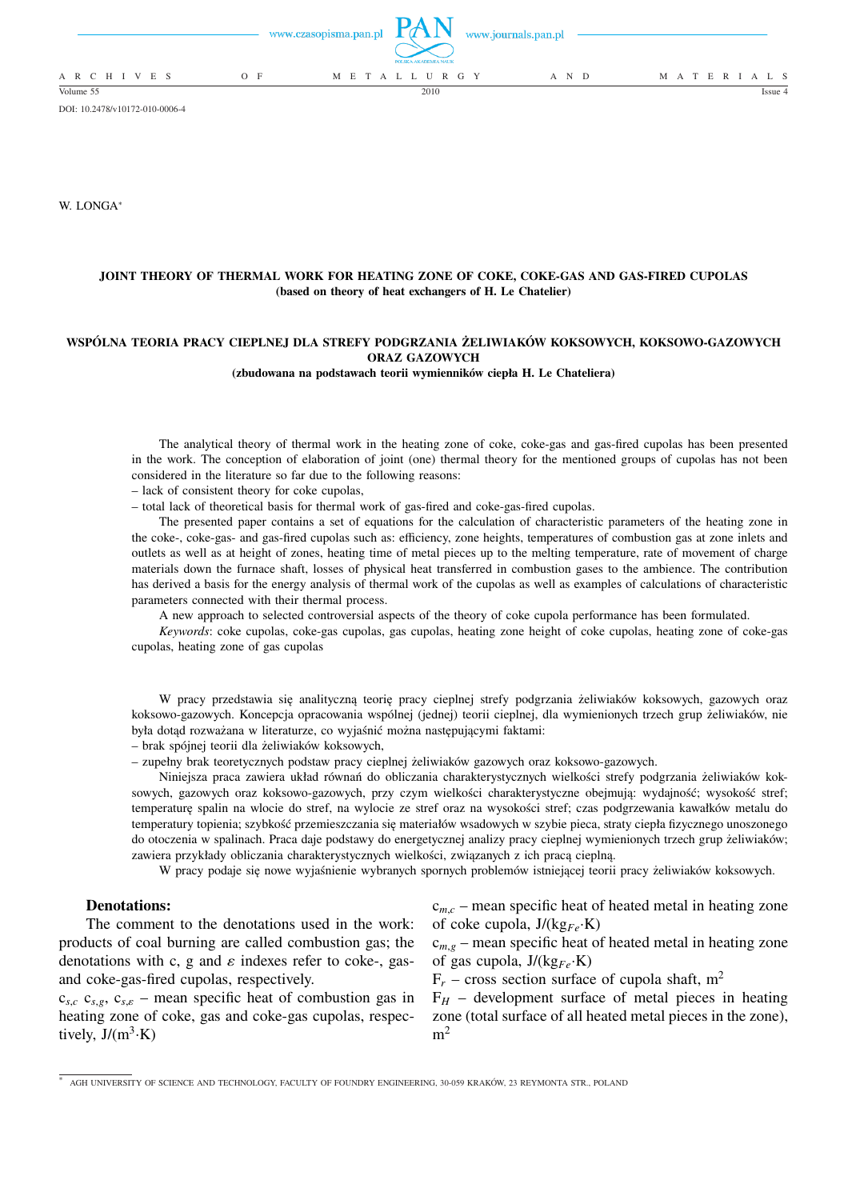DOI: 10.2478/v10172-010-0006-4

W. LONGA*

**JOINT THEORY OF THERMAL WORK FOR HEATING ZONE OF COKE, COKE-GAS AND GAS-FIRED CUPOLAS**
**(based on theory of heat exchangers of H. Le Chatelier)**

**WSPÓLNA TEORIA PRACY CIEPLNEJ DLA STREFY PODGRZANIA ŻELIWIAKÓW KOKSOWYCH, KOKSOWO-GAZOWYCH ORAZ GAZOWYCH**
**(zbudowana na podstawach teorii wymienników ciepła H. Le Cheteliera)**

The analytical theory of thermal work in the heating zone of coke, coke-gas and gas-fired cupolas has been presented in the work. The conception of elaboration of joint (one) thermal theory for the mentioned groups of cupolas has not been considered in the literature so far due to the following reasons:

– lack of consistent theory for coke cupolas,
– total lack of theoretical basis for thermal work of gas-fired and coke-gas-fired cupolas.

The presented paper contains a set of equations for the calculation of characteristic parameters of the heating zone in the coke-, coke-gas- and gas-fired cupolas such as: efficiency, zone heights, temperatures of combustion gas at zone inlets and outlets as well as at height of zones, heating time of metal pieces up to the melting temperature, rate of movement of charge materials down the furnace shaft, losses of physical heat transferred in combustion gases to the ambience. The contribution has derived a basis for the energy analysis of thermal work of the cupolas as well as examples of calculations of characteristic parameters connected with their thermal process.

A new approach to selected controversial aspects of the theory of coke cupola performance has been formulated.

*Keywords*: coke cupolas, coke-gas cupolas, gas cupolas, heating zone height of coke cupolas, heating zone of coke-gas cupolas, heating zone of gas cupolas

W pracy przedstawia się analityczną teorię pracy cieplnej strefy podgrzania żeliwiaków koksowych, gazowych oraz koksowo-gazowych. Koncepcja opracowania wspólnej (jednej) teorii cieplnej, dla wymienionych trzech grup żeliwiaków, nie była dotąd rozważana w literaturze, co wyjaśnić można następującymi faktami:

– brak spójnej teorii dla żeliwiaków koksowych,
– zupełny brak teoretycznych podstaw pracy cieplnej żeliwiaków gazowych oraz koksowo-gazowych.

Niniejsza praca zawiera układ równań do obliczania charakterystycznych wielkości strefy podgrzania żeliwiaków koksowych, gazowych oraz koksowo-gazowych, przy czym wielkości charakterystyczne obejmują: wydajność; wysokość stref; temperaturę spalin na wlocie do stref, na wylocie ze stref oraz na wysokości stref; czas podgrzewania kawałków metalu do temperatury topienia; szybkość przemieszczania się materiałów wsadowych w szybie pieca, straty ciepła fizycznego unoszonego do otoczenia w spalinach. Praca daje podstawy do energetycznej analizy pracy cieplnej wymienionych trzech grup żeliwiaków; zawiera przykłady obliczania charakterystycznych wielkości, związanych z ich pracą cieplną.

W pracy podaje się nowe wyjaśnienie wybranych spornych problemów istniejącej teorii pracy żeliwiaków koksowych.

## Denotations:

The comment to the denotations used in the work: products of coal burning are called combustion gas; the denotations with c, g and $\varepsilon$ indexes refer to coke-, gas- and coke-gas-fired cupolas, respectively.

$c_{s,c}$ $c_{s,g}$, $c_{s,\varepsilon}$ – mean specific heat of combustion gas in heating zone of coke, gas and coke-gas cupolas, respectively, $J/(m^3 \cdot K)$

$c_{m,c}$ – mean specific heat of heated metal in heating zone of coke cupola, $J/(kg_{Fe} \cdot K)$

$c_{m,g}$ – mean specific heat of heated metal in heating zone of gas cupola, $J/(kg_{Fe} \cdot K)$

$F_r$ – cross section surface of cupola shaft, $m^2$

$F_H$ – development surface of metal pieces in heating zone (total surface of all heated metal pieces in the zone), $m^2$

* AGH UNIVERSITY OF SCIENCE AND TECHNOLOGY, FACULTY OF FOUNDRY ENGINEERING, 30-059 KRAKÓW, 23 REYMONTA STR., POLAND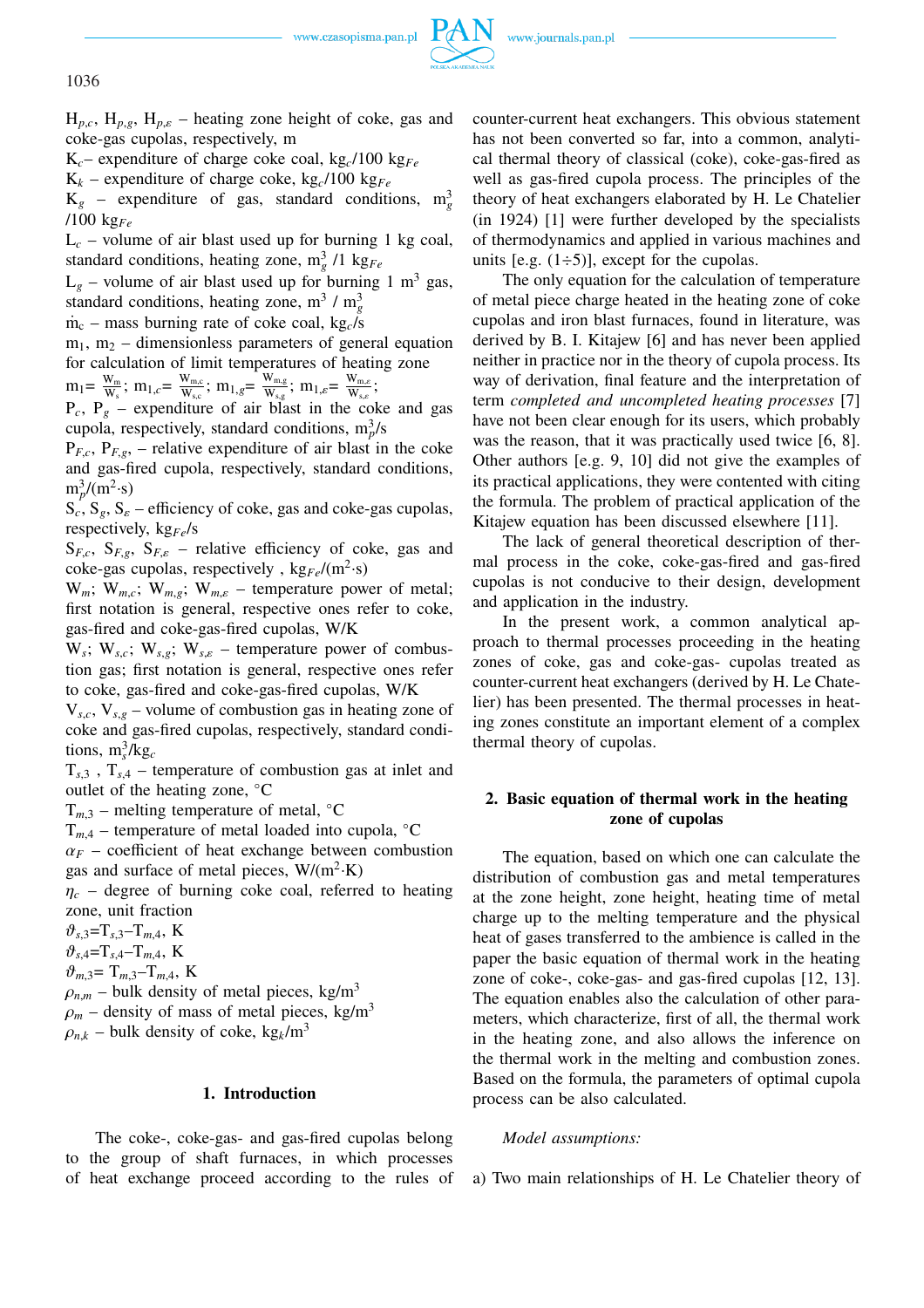$H_{p,c}$, $H_{p,g}$, $H_{p,\varepsilon}$ – heating zone height of coke, gas and coke-gas cupolas, respectively, m

$K_c$– expenditure of charge coke coal, $kg_c/100\ kg_{Fe}$

$K_k$ – expenditure of charge coke, $kg_c/100\ kg_{Fe}$

$K_g$ – expenditure of gas, standard conditions, $m_g^3/100\ kg_{Fe}$

$L_c$ – volume of air blast used up for burning 1 kg coal, standard conditions, heating zone, $m_g^3/1\ kg_{Fe}$

$L_g$ – volume of air blast used up for burning 1 $m^3$ gas, standard conditions, heating zone, $m^3/m_g^3$

$\dot{m}_c$ – mass burning rate of coke coal, $kg_c/s$

$m_1$, $m_2$ – dimensionless parameters of general equation for calculation of limit temperatures of heating zone

$m_1 = \frac{W_m}{W_s}$; $m_{1,c} = \frac{W_{m,c}}{W_{s,c}}$; $m_{1,g} = \frac{W_{m,g}}{W_{s,g}}$; $m_{1,\varepsilon} = \frac{W_{m,\varepsilon}}{W_{s,\varepsilon}}$;

$P_c$, $P_g$ – expenditure of air blast in the coke and gas cupola, respectively, standard conditions, $m_p^3/s$

$P_{F,c}$, $P_{F,g}$, – relative expenditure of air blast in the coke and gas-fired cupola, respectively, standard conditions, $m_p^3/(m^2 \cdot s)$

$S_c$, $S_g$, $S_\varepsilon$ – efficiency of coke, gas and coke-gas cupolas, respectively, $kg_{Fe}/s$

$S_{F,c}$, $S_{F,g}$, $S_{F,\varepsilon}$ – relative efficiency of coke, gas and coke-gas cupolas, respectively , $kg_{Fe}/(m^2 \cdot s)$

$W_m$; $W_{m,c}$; $W_{m,g}$; $W_{m,\varepsilon}$ – temperature power of metal; first notation is general, respective ones refer to coke, gas-fired and coke-gas-fired cupolas, W/K

$W_s$; $W_{s,c}$; $W_{s,g}$; $W_{s,\varepsilon}$ – temperature power of combustion gas; first notation is general, respective ones refer to coke, gas-fired and coke-gas-fired cupolas, W/K

$V_{s,c}$, $V_{s,g}$ – volume of combustion gas in heating zone of coke and gas-fired cupolas, respectively, standard conditions, $m_s^3/kg_c$

$T_{s,3}$ , $T_{s,4}$ – temperature of combustion gas at inlet and outlet of the heating zone, °C

$T_{m,3}$ – melting temperature of metal, °C

$T_{m,4}$ – temperature of metal loaded into cupola, °C

$\alpha_F$ – coefficient of heat exchange between combustion gas and surface of metal pieces, $W/(m^2 \cdot K)$

$\eta_c$ – degree of burning coke coal, referred to heating zone, unit fraction

$\vartheta_{s,3} = T_{s,3} - T_{m,4}$, K

$\vartheta_{s,4} = T_{s,4} - T_{m,4}$, K

$\vartheta_{m,3} = T_{m,3} - T_{m,4}$, K

$\rho_{n,m}$ – bulk density of metal pieces, $kg/m^3$

$\rho_m$ – density of mass of metal pieces, $kg/m^3$

$\rho_{n,k}$ – bulk density of coke, $kg_k/m^3$

## 1. Introduction

The coke-, coke-gas- and gas-fired cupolas belong to the group of shaft furnaces, in which processes of heat exchange proceed according to the rules of counter-current heat exchangers. This obvious statement has not been converted so far, into a common, analytical thermal theory of classical (coke), coke-gas-fired as well as gas-fired cupola process. The principles of the theory of heat exchangers elaborated by H. Le Chatelier (in 1924) [1] were further developed by the specialists of thermodynamics and applied in various machines and units [e.g. (1÷5)], except for the cupolas.

The only equation for the calculation of temperature of metal piece charge heated in the heating zone of coke cupolas and iron blast furnaces, found in literature, was derived by B. I. Kitajew [6] and has never been applied neither in practice nor in the theory of cupola process. Its way of derivation, final feature and the interpretation of term *completed and uncompleted heating processes* [7] have not been clear enough for its users, which probably was the reason, that it was practically used twice [6, 8]. Other authors [e.g. 9, 10] did not give the examples of its practical applications, they were contented with citing the formula. The problem of practical application of the Kitajew equation has been discussed elsewhere [11].

The lack of general theoretical description of thermal process in the coke, coke-gas-fired and gas-fired cupolas is not conducive to their design, development and application in the industry.

In the present work, a common analytical approach to thermal processes proceeding in the heating zones of coke, gas and coke-gas- cupolas treated as counter-current heat exchangers (derived by H. Le Chatelier) has been presented. The thermal processes in heating zones constitute an important element of a complex thermal theory of cupolas.

## 2. Basic equation of thermal work in the heating zone of cupolas

The equation, based on which one can calculate the distribution of combustion gas and metal temperatures at the zone height, zone height, heating time of metal charge up to the melting temperature and the physical heat of gases transferred to the ambience is called in the paper the basic equation of thermal work in the heating zone of coke-, coke-gas- and gas-fired cupolas [12, 13]. The equation enables also the calculation of other parameters, which characterize, first of all, the thermal work in the heating zone, and also allows the inference on the thermal work in the melting and combustion zones. Based on the formula, the parameters of optimal cupola process can be also calculated.

*Model assumptions:*

a) Two main relationships of H. Le Chatelier theory of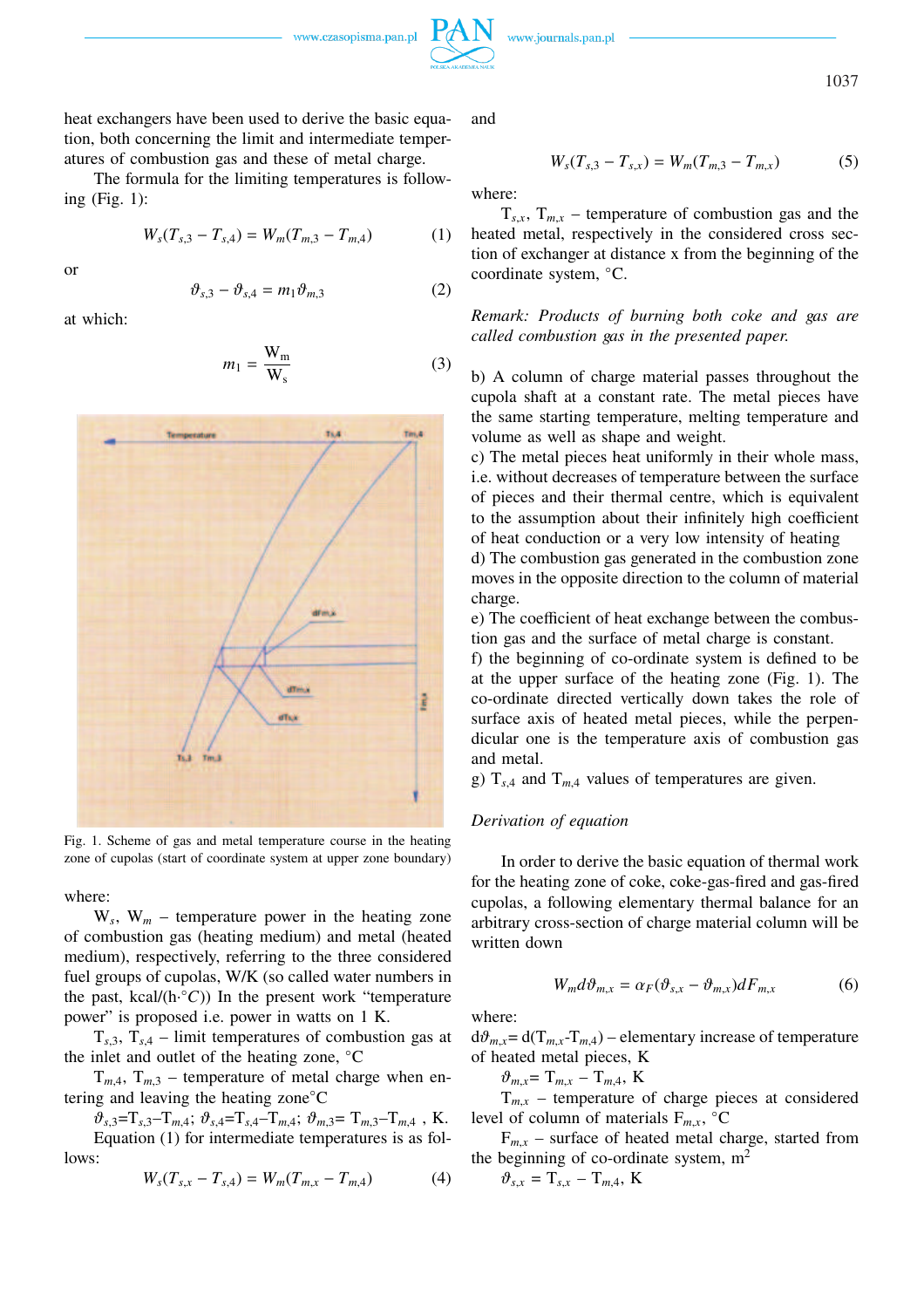heat exchangers have been used to derive the basic equation, both concerning the limit and intermediate temperatures of combustion gas and these of metal charge.

The formula for the limiting temperatures is following (Fig. 1):

$$W_s(T_{s,3} - T_{s,4}) = W_m(T_{m,3} - T_{m,4}) \tag{1}$$

or

$$\vartheta_{s,3} - \vartheta_{s,4} = m_1\vartheta_{m,3} \tag{2}$$

at which:

$$m_1 = \frac{W_m}{W_s} \tag{3}$$

Fig. 1. Scheme of gas and metal temperature course in the heating zone of cupolas (start of coordinate system at upper zone boundary)

where:

$W_s$, $W_m$ – temperature power in the heating zone of combustion gas (heating medium) and metal (heated medium), respectively, referring to the three considered fuel groups of cupolas, W/K (so called water numbers in the past, kcal/(h·°C)) In the present work "temperature power" is proposed i.e. power in watts on 1 K.

$T_{s,3}$, $T_{s,4}$ – limit temperatures of combustion gas at the inlet and outlet of the heating zone, °C

$T_{m,4}$, $T_{m,3}$ – temperature of metal charge when entering and leaving the heating zone°C

$\vartheta_{s,3}$=$T_{s,3}$–$T_{m,4}$; $\vartheta_{s,4}$=$T_{s,4}$–$T_{m,4}$; $\vartheta_{m,3}$= $T_{m,3}$–$T_{m,4}$ , K.

Equation (1) for intermediate temperatures is as follows:

$$W_s(T_{s,x} - T_{s,4}) = W_m(T_{m,x} - T_{m,4}) \tag{4}$$

and

$$W_s(T_{s,3} - T_{s,x}) = W_m(T_{m,3} - T_{m,x}) \tag{5}$$

where:

$T_{s,x}$, $T_{m,x}$ – temperature of combustion gas and the heated metal, respectively in the considered cross section of exchanger at distance x from the beginning of the coordinate system, °C.

*Remark: Products of burning both coke and gas are called combustion gas in the presented paper.*

b) A column of charge material passes throughout the cupola shaft at a constant rate. The metal pieces have the same starting temperature, melting temperature and volume as well as shape and weight.

c) The metal pieces heat uniformly in their whole mass, i.e. without decreases of temperature between the surface of pieces and their thermal centre, which is equivalent to the assumption about their infinitely high coefficient of heat conduction or a very low intensity of heating

d) The combustion gas generated in the combustion zone moves in the opposite direction to the column of material charge.

e) The coefficient of heat exchange between the combustion gas and the surface of metal charge is constant.

f) the beginning of co-ordinate system is defined to be at the upper surface of the heating zone (Fig. 1). The co-ordinate directed vertically down takes the role of surface axis of heated metal pieces, while the perpendicular one is the temperature axis of combustion gas and metal.

g) $T_{s,4}$ and $T_{m,4}$ values of temperatures are given.

*Derivation of equation*

In order to derive the basic equation of thermal work for the heating zone of coke, coke-gas-fired and gas-fired cupolas, a following elementary thermal balance for an arbitrary cross-section of charge material column will be written down

$$W_m d\vartheta_{m,x} = \alpha_F(\vartheta_{s,x} - \vartheta_{m,x})dF_{m,x} \tag{6}$$

where:

$d\vartheta_{m,x}$= d($T_{m,x}$-$T_{m,4}$) – elementary increase of temperature of heated metal pieces, K

$\vartheta_{m,x}$= $T_{m,x}$ – $T_{m,4}$, K

$T_{m,x}$ – temperature of charge pieces at considered level of column of materials $F_{m,x}$, °C

$F_{m,x}$ – surface of heated metal charge, started from the beginning of co-ordinate system, $m^2$

$\vartheta_{s,x}$ = $T_{s,x}$ – $T_{m,4}$, K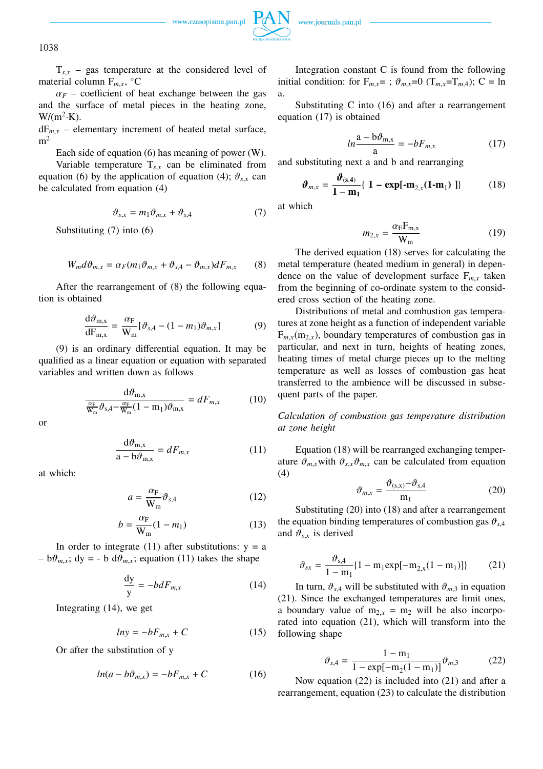$T_{s,x}$ – gas temperature at the considered level of material column $F_{m,x}$, °C

$\alpha_F$ – coefficient of heat exchange between the gas and the surface of metal pieces in the heating zone, $W/(m^2 \cdot K)$.

$dF_{m,x}$ – elementary increment of heated metal surface, $m^2$

Each side of equation (6) has meaning of power (W).

Variable temperature $T_{s,x}$ can be eliminated from equation (6) by the application of equation (4); $\vartheta_{s,x}$ can be calculated from equation (4)

$$\vartheta_{s,x} = m_1\vartheta_{m,x} + \vartheta_{s,4} \tag{7}$$

Substituting (7) into (6)

$$W_m d\vartheta_{m,x} = \alpha_F(m_1\vartheta_{m,x} + \vartheta_{s,4} - \vartheta_{m,x})dF_{m,x} \tag{8}$$

After the rearrangement of (8) the following equation is obtained

$$\frac{d\vartheta_{m,x}}{dF_{m,x}} = \frac{\alpha_F}{W_m}[\vartheta_{s,4} - (1 - m_1)\vartheta_{m,x}] \tag{9}$$

(9) is an ordinary differential equation. It may be qualified as a linear equation or equation with separated variables and written down as follows

$$\frac{d\vartheta_{m,x}}{\frac{\alpha_F}{W_m}\vartheta_{s,4} - \frac{\alpha_F}{W_m}(1 - m_1)\vartheta_{m,x}} = dF_{m,x} \tag{10}$$

or

$$\frac{d\vartheta_{m,x}}{a - b\vartheta_{m,x}} = dF_{m,x} \tag{11}$$

at which:

$$a = \frac{\alpha_F}{W_m}\vartheta_{s,4} \tag{12}$$

$$b = \frac{\alpha_F}{W_m}(1 - m_1) \tag{13}$$

In order to integrate (11) after substitutions: $y = a - b\vartheta_{m,x}$; $dy = - b\, d\vartheta_{m,x}$; equation (11) takes the shape

$$\frac{dy}{y} = -b dF_{m,x} \tag{14}$$

Integrating (14), we get

$$ln y = -bF_{m,x} + C \tag{15}$$

Or after the substitution of y

$$ln(a - b\vartheta_{m,x}) = -bF_{m,x} + C \tag{16}$$

Integration constant C is found from the following initial condition: for $F_{m,x}=$ ; $\vartheta_{m,x}=0$ ($T_{m,x}=T_{m,4}$); C = ln a.

Substituting C into (16) and after a rearrangement equation (17) is obtained

$$ln\frac{a - b\vartheta_{m,x}}{a} = -bF_{m,x} \tag{17}$$

and substituting next a and b and rearranging

$$\boldsymbol{\vartheta_{m,x} = \frac{\vartheta_{(s,4)}}{1 - m_1}\{\, 1 - \exp[-m_{2,x}(1 - m_1)\,]\}} \tag{18}$$

at which

$$m_{2,x} = \frac{\alpha_F F_{m,x}}{W_m} \tag{19}$$

The derived equation (18) serves for calculating the metal temperature (heated medium in general) in dependence on the value of development surface $F_{m,x}$ taken from the beginning of co-ordinate system to the considered cross section of the heating zone.

Distributions of metal and combustion gas temperatures at zone height as a function of independent variable $F_{m,x}(m_{2,x})$, boundary temperatures of combustion gas in particular, and next in turn, heights of heating zones, heating times of metal charge pieces up to the melting temperature as well as losses of combustion gas heat transferred to the ambience will be discussed in subsequent parts of the paper.

*Calculation of combustion gas temperature distribution at zone height*

Equation (18) will be rearranged exchanging temperature $\vartheta_{m,x}$with $\vartheta_{s,x}\vartheta_{m,x}$ can be calculated from equation (4)

$$\vartheta_{m,x} = \frac{\vartheta_{(s,x)} - \vartheta_{s,4}}{m_1} \tag{20}$$

Substituting (20) into (18) and after a rearrangement the equation binding temperatures of combustion gas $\vartheta_{s,4}$ and $\vartheta_{s,x}$ is derived

$$\vartheta_{sx} = \frac{\vartheta_{s,4}}{1 - m_1}\{1 - m_1\exp[-m_{2,x}(1 - m_1)]\} \tag{21}$$

In turn, $\vartheta_{s,4}$ will be substituted with $\vartheta_{m,3}$ in equation (21). Since the exchanged temperatures are limit ones, a boundary value of $m_{2,x} = m_2$ will be also incorporated into equation (21), which will transform into the following shape

$$\vartheta_{s,4} = \frac{1 - m_1}{1 - \exp[-m_2(1 - m_1)]}\vartheta_{m,3} \tag{22}$$

Now equation (22) is included into (21) and after a rearrangement, equation (23) to calculate the distribution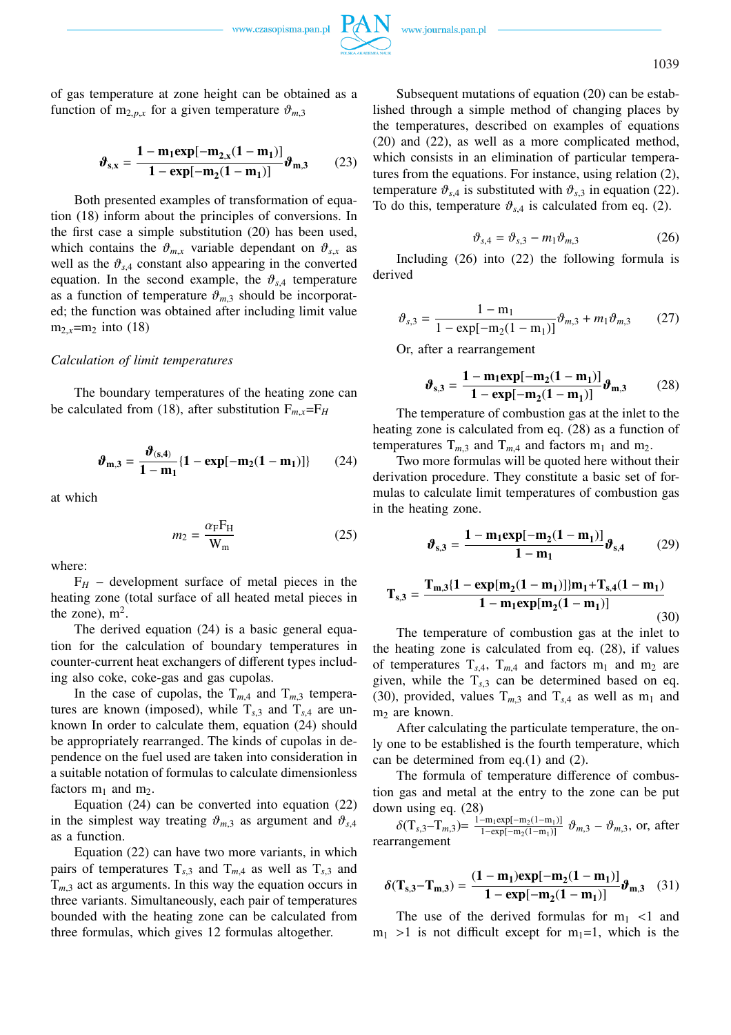of gas temperature at zone height can be obtained as a function of $m_{2,p,x}$ for a given temperature $\vartheta_{m,3}$

$$\boldsymbol{\vartheta}_{\mathbf{s,x}} = \frac{\mathbf{1 - m_1 exp[-m_{2,x}(1 - m_1)]}}{\mathbf{1 - exp[-m_2(1 - m_1)]}}\boldsymbol{\vartheta}_{\mathbf{m,3}} \tag{23}$$

Both presented examples of transformation of equation (18) inform about the principles of conversions. In the first case a simple substitution (20) has been used, which contains the $\vartheta_{m,x}$ variable dependant on $\vartheta_{s,x}$ as well as the $\vartheta_{s,4}$ constant also appearing in the converted equation. In the second example, the $\vartheta_{s,4}$ temperature as a function of temperature $\vartheta_{m,3}$ should be incorporated; the function was obtained after including limit value $m_{2,x}$=$m_2$ into (18)

*Calculation of limit temperatures*

The boundary temperatures of the heating zone can be calculated from (18), after substitution $F_{m,x}$=$F_H$

$$\boldsymbol{\vartheta}_{\mathbf{m,3}} = \frac{\boldsymbol{\vartheta}_{\mathbf{(s,4)}}}{\mathbf{1 - m_1}}\{\mathbf{1 - exp[-m_2(1 - m_1)]}\} \tag{24}$$

at which

$$m_2 = \frac{\alpha_F F_H}{W_m} \tag{25}$$

where:

$F_H$ – development surface of metal pieces in the heating zone (total surface of all heated metal pieces in the zone), m$^2$.

The derived equation (24) is a basic general equation for the calculation of boundary temperatures in counter-current heat exchangers of different types including also coke, coke-gas and gas cupolas.

In the case of cupolas, the $T_{m,4}$ and $T_{m,3}$ temperatures are known (imposed), while $T_{s,3}$ and $T_{s,4}$ are unknown In order to calculate them, equation (24) should be appropriately rearranged. The kinds of cupolas in dependence on the fuel used are taken into consideration in a suitable notation of formulas to calculate dimensionless factors $m_1$ and $m_2$.

Equation (24) can be converted into equation (22) in the simplest way treating $\vartheta_{m,3}$ as argument and $\vartheta_{s,4}$ as a function.

Equation (22) can have two more variants, in which pairs of temperatures $T_{s,3}$ and $T_{m,4}$ as well as $T_{s,3}$ and $T_{m,3}$ act as arguments. In this way the equation occurs in three variants. Simultaneously, each pair of temperatures bounded with the heating zone can be calculated from three formulas, which gives 12 formulas altogether.

Subsequent mutations of equation (20) can be established through a simple method of changing places by the temperatures, described on examples of equations (20) and (22), as well as a more complicated method, which consists in an elimination of particular temperatures from the equations. For instance, using relation (2), temperature $\vartheta_{s,4}$ is substituted with $\vartheta_{s,3}$ in equation (22). To do this, temperature $\vartheta_{s,4}$ is calculated from eq. (2).

$$\vartheta_{s,4} = \vartheta_{s,3} - m_1\vartheta_{m,3} \tag{26}$$

Including (26) into (22) the following formula is derived

$$\vartheta_{s,3} = \frac{1 - m_1}{1 - exp[-m_2(1 - m_1)]}\vartheta_{m,3} + m_1\vartheta_{m,3} \tag{27}$$

Or, after a rearrangement

$$\boldsymbol{\vartheta}_{\mathbf{s,3}} = \frac{\mathbf{1 - m_1 exp[-m_2(1 - m_1)]}}{\mathbf{1 - exp[-m_2(1 - m_1)]}}\boldsymbol{\vartheta}_{\mathbf{m,3}} \tag{28}$$

The temperature of combustion gas at the inlet to the heating zone is calculated from eq. (28) as a function of temperatures $T_{m,3}$ and $T_{m,4}$ and factors $m_1$ and $m_2$.

Two more formulas will be quoted here without their derivation procedure. They constitute a basic set of formulas to calculate limit temperatures of combustion gas in the heating zone.

$$\boldsymbol{\vartheta}_{\mathbf{s,3}} = \frac{\mathbf{1 - m_1 exp[-m_2(1 - m_1)]}}{\mathbf{1 - m_1}}\boldsymbol{\vartheta}_{\mathbf{s,4}} \tag{29}$$

$$\mathbf{T_{s,3}} = \frac{\mathbf{T_{m,3}\{1 - exp[m_2(1 - m_1)]\}m_1 + T_{s,4}(1 - m_1)}}{\mathbf{1 - m_1 exp[m_2(1 - m_1)]}} \tag{30}$$

The temperature of combustion gas at the inlet to the heating zone is calculated from eq. (28), if values of temperatures $T_{s,4}$, $T_{m,4}$ and factors $m_1$ and $m_2$ are given, while the $T_{s,3}$ can be determined based on eq. (30), provided, values $T_{m,3}$ and $T_{s,4}$ as well as $m_1$ and $m_2$ are known.

After calculating the particulate temperature, the only one to be established is the fourth temperature, which can be determined from eq.(1) and (2).

The formula of temperature difference of combustion gas and metal at the entry to the zone can be put down using eq. (28)

$\delta(T_{s,3}–T_{m,3})$= $\frac{1-m_1 exp[-m_2(1-m_1)]}{1-exp[-m_2(1-m_1)]}$ $\vartheta_{m,3} - \vartheta_{m,3}$, or, after rearrangement

$$\boldsymbol{\delta}(\mathbf{T_{s,3} - T_{m,3}}) = \frac{\mathbf{(1 - m_1)exp[-m_2(1 - m_1)]}}{\mathbf{1 - exp[-m_2(1 - m_1)]}}\boldsymbol{\vartheta}_{\mathbf{m,3}} \tag{31}$$

The use of the derived formulas for $m_1$ <1 and $m_1$ >1 is not difficult except for $m_1$=1, which is the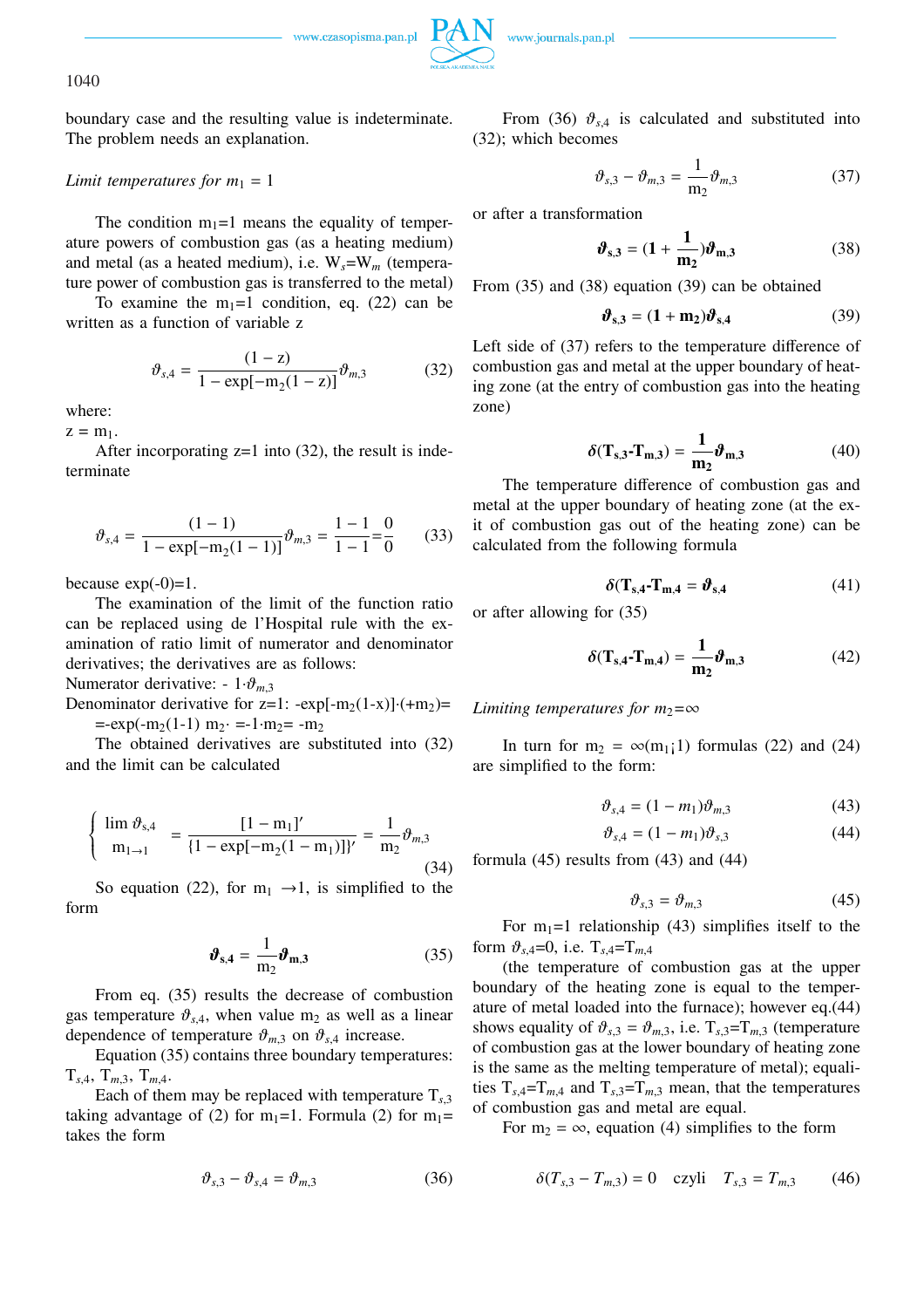boundary case and the resulting value is indeterminate. The problem needs an explanation.

*Limit temperatures for* $m_1 = 1$

The condition $m_1$=1 means the equality of temperature powers of combustion gas (as a heating medium) and metal (as a heated medium), i.e. $W_s$=$W_m$ (temperature power of combustion gas is transferred to the metal)

To examine the $m_1$=1 condition, eq. (22) can be written as a function of variable z

$$\vartheta_{s,4} = \frac{(1-z)}{1-\exp[-m_2(1-z)]}\vartheta_{m,3} \tag{32}$$

where:
z = $m_1$.

After incorporating z=1 into (32), the result is indeterminate

$$\vartheta_{s,4} = \frac{(1-1)}{1-\exp[-m_2(1-1)]}\vartheta_{m,3} = \frac{1-1}{1-1} = \frac{0}{0} \tag{33}$$

because exp(-0)=1.

The examination of the limit of the function ratio can be replaced using de l'Hospital rule with the examination of ratio limit of numerator and denominator derivatives; the derivatives are as follows:
Numerator derivative: $-1\cdot\vartheta_{m,3}$
Denominator derivative for z=1: $-\exp[-m_2(1-x)]\cdot(+m_2)= =-\exp(-m_2(1-1)\ m_2\cdot =-1\cdot m_2= -m_2$

The obtained derivatives are substituted into (32) and the limit can be calculated

$$\left\{ \begin{array}{l} \lim \vartheta_{s,4} \\ m_1 \to 1 \end{array} \right. = \frac{[1-m_1]'}{\{1-\exp[-m_2(1-m_1)]\}'} = \frac{1}{m_2}\vartheta_{m,3} \tag{34}$$

So equation (22), for $m_1 \to 1$, is simplified to the form

$$\boldsymbol{\vartheta_{s,4}} = \frac{1}{m_2}\boldsymbol{\vartheta_{m,3}} \tag{35}$$

From eq. (35) results the decrease of combustion gas temperature $\vartheta_{s,4}$, when value $m_2$ as well as a linear dependence of temperature $\vartheta_{m,3}$ on $\vartheta_{s,4}$ increase.

Equation (35) contains three boundary temperatures: $T_{s,4}$, $T_{m,3}$, $T_{m,4}$.

Each of them may be replaced with temperature $T_{s,3}$ taking advantage of (2) for $m_1$=1. Formula (2) for $m_1$= takes the form

$$\vartheta_{s,3} - \vartheta_{s,4} = \vartheta_{m,3} \tag{36}$$

From (36) $\vartheta_{s,4}$ is calculated and substituted into (32); which becomes

$$\vartheta_{s,3} - \vartheta_{m,3} = \frac{1}{m_2}\vartheta_{m,3} \tag{37}$$

or after a transformation

$$\boldsymbol{\vartheta_{s,3}} = \left(\mathbf{1} + \frac{\mathbf{1}}{\mathbf{m_2}}\right)\boldsymbol{\vartheta_{m,3}} \tag{38}$$

From (35) and (38) equation (39) can be obtained

$$\boldsymbol{\vartheta_{s,3}} = (\mathbf{1} + \mathbf{m_2})\boldsymbol{\vartheta_{s,4}} \tag{39}$$

Left side of (37) refers to the temperature difference of combustion gas and metal at the upper boundary of heating zone (at the entry of combustion gas into the heating zone)

$$\boldsymbol{\delta(T_{s,3}\text{-}T_{m,3})} = \frac{\mathbf{1}}{\mathbf{m_2}}\boldsymbol{\vartheta_{m,3}} \tag{40}$$

The temperature difference of combustion gas and metal at the upper boundary of heating zone (at the exit of combustion gas out of the heating zone) can be calculated from the following formula

$$\boldsymbol{\delta(T_{s,4}\text{-}T_{m,4}} = \boldsymbol{\vartheta_{s,4}} \tag{41}$$

or after allowing for (35)

$$\boldsymbol{\delta(T_{s,4}\text{-}T_{m,4})} = \frac{\mathbf{1}}{\mathbf{m_2}}\boldsymbol{\vartheta_{m,3}} \tag{42}$$

*Limiting temperatures for* $m_2=\infty$

In turn for $m_2 = \infty(m_1¡1)$ formulas (22) and (24) are simplified to the form:

$$\vartheta_{s,4} = (1 - m_1)\vartheta_{m,3} \tag{43}$$

$$\vartheta_{s,4} = (1 - m_1)\vartheta_{s,3} \tag{44}$$

formula (45) results from (43) and (44)

$$\vartheta_{s,3} = \vartheta_{m,3} \tag{45}$$

For $m_1$=1 relationship (43) simplifies itself to the form $\vartheta_{s,4}$=0, i.e. $T_{s,4}$=$T_{m,4}$

(the temperature of combustion gas at the upper boundary of the heating zone is equal to the temperature of metal loaded into the furnace); however eq.(44) shows equality of $\vartheta_{s,3} = \vartheta_{m,3}$, i.e. $T_{s,3}$=$T_{m,3}$ (temperature of combustion gas at the lower boundary of heating zone is the same as the melting temperature of metal); equalities $T_{s,4}$=$T_{m,4}$ and $T_{s,3}$=$T_{m,3}$ mean, that the temperatures of combustion gas and metal are equal.

For $m_2 = \infty$, equation (4) simplifies to the form

$$\delta(T_{s,3} - T_{m,3}) = 0 \quad \text{czyli} \quad T_{s,3} = T_{m,3} \tag{46}$$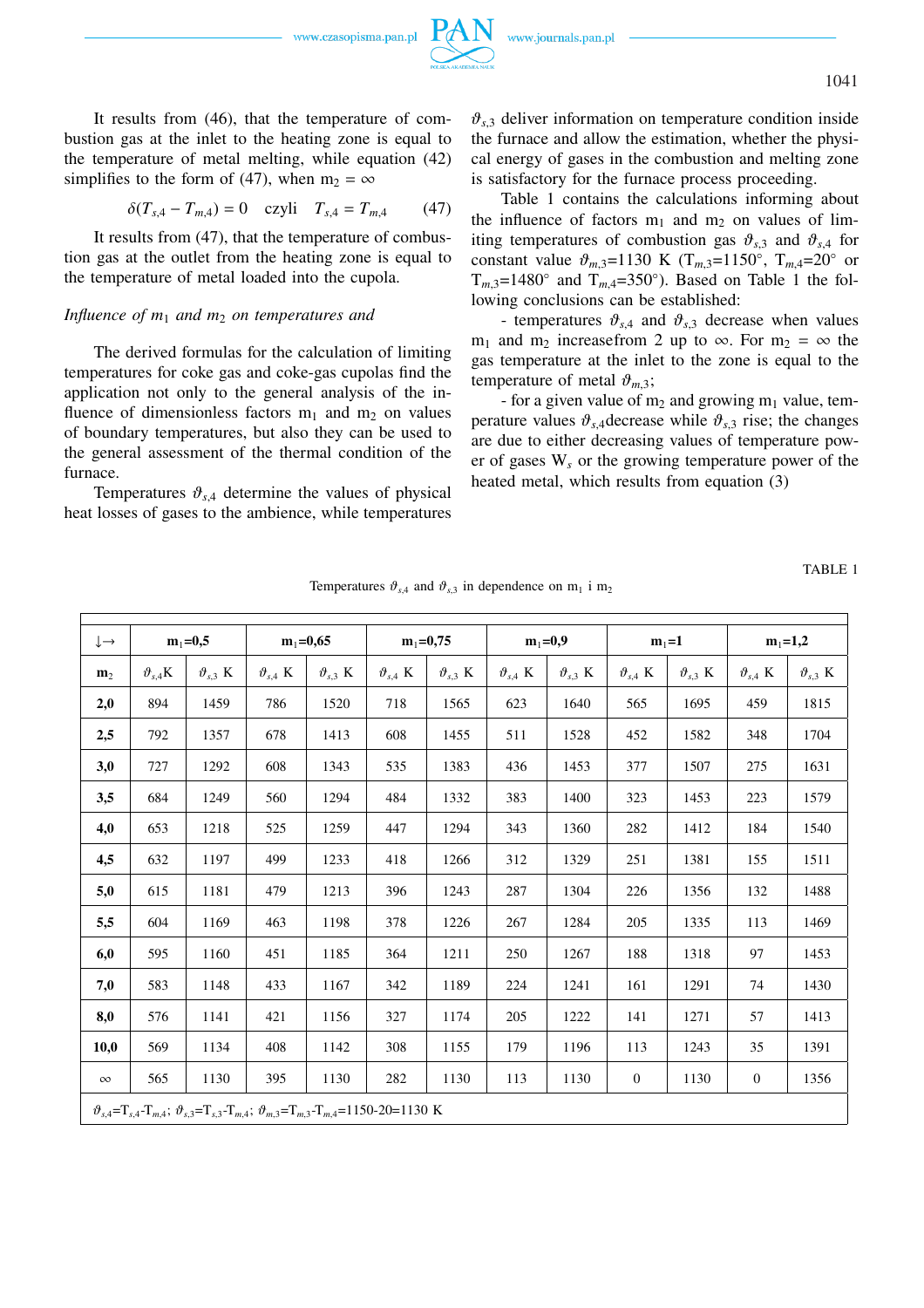It results from (46), that the temperature of combustion gas at the inlet to the heating zone is equal to the temperature of metal melting, while equation (42) simplifies to the form of (47), when $m_2 = \infty$

$$\delta(T_{s,4} - T_{m,4}) = 0 \quad \text{czyli} \quad T_{s,4} = T_{m,4} \tag{47}$$

It results from (47), that the temperature of combustion gas at the outlet from the heating zone is equal to the temperature of metal loaded into the cupola.

*Influence of $m_1$ and $m_2$ on temperatures and*

The derived formulas for the calculation of limiting temperatures for coke gas and coke-gas cupolas find the application not only to the general analysis of the influence of dimensionless factors $m_1$ and $m_2$ on values of boundary temperatures, but also they can be used to the general assessment of the thermal condition of the furnace.

Temperatures $\vartheta_{s,4}$ determine the values of physical heat losses of gases to the ambience, while temperatures $\vartheta_{s,3}$ deliver information on temperature condition inside the furnace and allow the estimation, whether the physical energy of gases in the combustion and melting zone is satisfactory for the furnace process proceeding.

Table 1 contains the calculations informing about the influence of factors $m_1$ and $m_2$ on values of limiting temperatures of combustion gas $\vartheta_{s,3}$ and $\vartheta_{s,4}$ for constant value $\vartheta_{m,3}$=1130 K ($T_{m,3}$=1150°, $T_{m,4}$=20° or $T_{m,3}$=1480° and $T_{m,4}$=350°). Based on Table 1 the following conclusions can be established:

- temperatures $\vartheta_{s,4}$ and $\vartheta_{s,3}$ decrease when values $m_1$ and $m_2$ increasefrom 2 up to ∞. For $m_2 = \infty$ the gas temperature at the inlet to the zone is equal to the temperature of metal $\vartheta_{m,3}$;

- for a given value of $m_2$ and growing $m_1$ value, temperature values $\vartheta_{s,4}$decrease while $\vartheta_{s,3}$ rise; the changes are due to either decreasing values of temperature power of gases $W_s$ or the growing temperature power of the heated metal, which results from equation (3)

TABLE 1

Temperatures $\vartheta_{s,4}$ and $\vartheta_{s,3}$ in dependence on $m_1$ i $m_2$

| ↓→ | $m_1$=0,5 | | $m_1$=0,65 | | $m_1$=0,75 | | $m_1$=0,9 | | $m_1$=1 | | $m_1$=1,2 | |
|---|---|---|---|---|---|---|---|---|---|---|---|---|
| $m_2$ | $\vartheta_{s,4}$K | $\vartheta_{s,3}$ K | $\vartheta_{s,4}$ K | $\vartheta_{s,3}$ K | $\vartheta_{s,4}$ K | $\vartheta_{s,3}$ K | $\vartheta_{s,4}$ K | $\vartheta_{s,3}$ K | $\vartheta_{s,4}$ K | $\vartheta_{s,3}$ K | $\vartheta_{s,4}$ K | $\vartheta_{s,3}$ K |
| **2,0** | 894 | 1459 | 786 | 1520 | 718 | 1565 | 623 | 1640 | 565 | 1695 | 459 | 1815 |
| **2,5** | 792 | 1357 | 678 | 1413 | 608 | 1455 | 511 | 1528 | 452 | 1582 | 348 | 1704 |
| **3,0** | 727 | 1292 | 608 | 1343 | 535 | 1383 | 436 | 1453 | 377 | 1507 | 275 | 1631 |
| **3,5** | 684 | 1249 | 560 | 1294 | 484 | 1332 | 383 | 1400 | 323 | 1453 | 223 | 1579 |
| **4,0** | 653 | 1218 | 525 | 1259 | 447 | 1294 | 343 | 1360 | 282 | 1412 | 184 | 1540 |
| **4,5** | 632 | 1197 | 499 | 1233 | 418 | 1266 | 312 | 1329 | 251 | 1381 | 155 | 1511 |
| **5,0** | 615 | 1181 | 479 | 1213 | 396 | 1243 | 287 | 1304 | 226 | 1356 | 132 | 1488 |
| **5,5** | 604 | 1169 | 463 | 1198 | 378 | 1226 | 267 | 1284 | 205 | 1335 | 113 | 1469 |
| **6,0** | 595 | 1160 | 451 | 1185 | 364 | 1211 | 250 | 1267 | 188 | 1318 | 97 | 1453 |
| **7,0** | 583 | 1148 | 433 | 1167 | 342 | 1189 | 224 | 1241 | 161 | 1291 | 74 | 1430 |
| **8,0** | 576 | 1141 | 421 | 1156 | 327 | 1174 | 205 | 1222 | 141 | 1271 | 57 | 1413 |
| **10,0** | 569 | 1134 | 408 | 1142 | 308 | 1155 | 179 | 1196 | 113 | 1243 | 35 | 1391 |
| ∞ | 565 | 1130 | 395 | 1130 | 282 | 1130 | 113 | 1130 | 0 | 1130 | 0 | 1356 |

$\vartheta_{s,4}=T_{s,4}-T_{m,4}$; $\vartheta_{s,3}=T_{s,3}-T_{m,4}$; $\vartheta_{m,3}=T_{m,3}-T_{m,4}$=1150-20=1130 K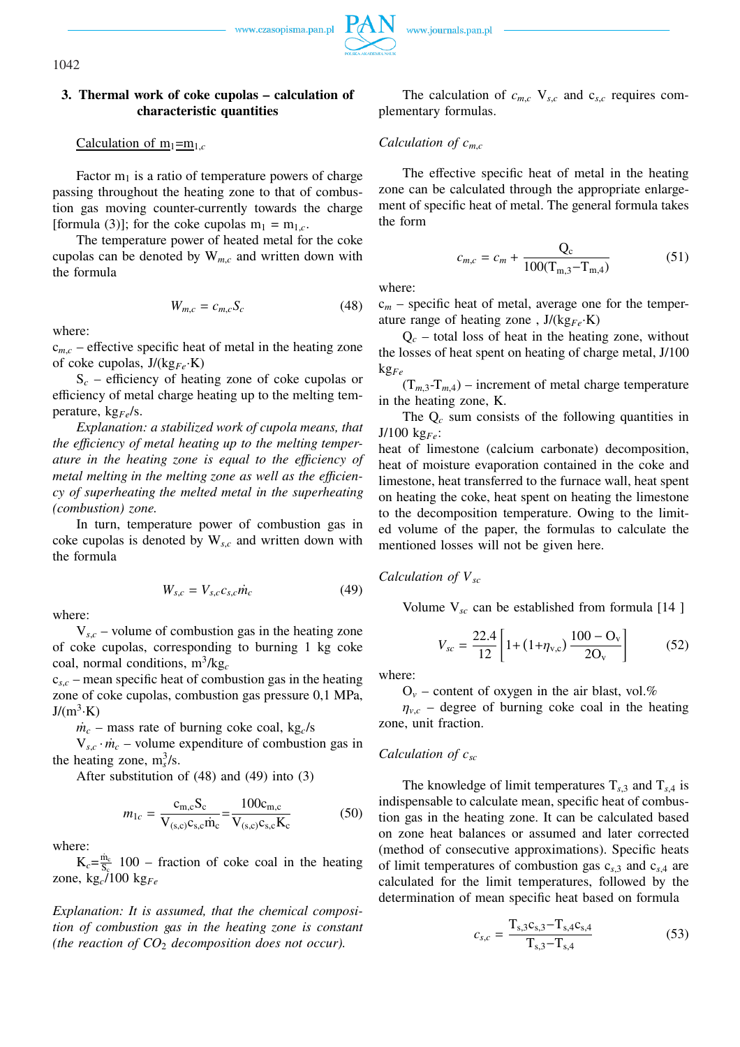## 3. Thermal work of coke cupolas – calculation of characteristic quantities

Calculation of $m_1 = m_{1,c}$

Factor $m_1$ is a ratio of temperature powers of charge passing throughout the heating zone to that of combustion gas moving counter-currently towards the charge [formula (3)]; for the coke cupolas $m_1 = m_{1,c}$.

The temperature power of heated metal for the coke cupolas can be denoted by $W_{m,c}$ and written down with the formula

$$W_{m,c} = c_{m,c} S_c \tag{48}$$

where:

$c_{m,c}$ – effective specific heat of metal in the heating zone of coke cupolas, J/(kg$_{Fe}$·K)

$S_c$ – efficiency of heating zone of coke cupolas or efficiency of metal charge heating up to the melting temperature, kg$_{Fe}$/s.

*Explanation: a stabilized work of cupola means, that the efficiency of metal heating up to the melting temperature in the heating zone is equal to the efficiency of metal melting in the melting zone as well as the efficiency of superheating the melted metal in the superheating (combustion) zone.*

In turn, temperature power of combustion gas in coke cupolas is denoted by $W_{s,c}$ and written down with the formula

$$W_{s,c} = V_{s,c} c_{s,c} \dot{m}_c \tag{49}$$

where:

$V_{s,c}$ – volume of combustion gas in the heating zone of coke cupolas, corresponding to burning 1 kg coke coal, normal conditions, m$^3$/kg$_c$

$c_{s,c}$ – mean specific heat of combustion gas in the heating zone of coke cupolas, combustion gas pressure 0,1 MPa, J/(m$^3$·K)

$\dot{m}_c$ – mass rate of burning coke coal, kg$_c$/s

$V_{s,c} \cdot \dot{m}_c$ – volume expenditure of combustion gas in the heating zone, m$_s^3$/s.

After substitution of (48) and (49) into (3)

$$m_{1c} = \frac{c_{m,c} S_c}{V_{(s,c)} c_{s,c} \dot{m}_c} = \frac{100 c_{m,c}}{V_{(s,c)} c_{s,c} K_c} \tag{50}$$

where:

$K_c = \frac{\dot{m}_c}{S_c}\ 100$ – fraction of coke coal in the heating zone, kg$_c$/100 kg$_{Fe}$

*Explanation: It is assumed, that the chemical composition of combustion gas in the heating zone is constant (the reaction of $CO_2$ decomposition does not occur).*

The calculation of $c_{m,c}$ $V_{s,c}$ and $c_{s,c}$ requires complementary formulas.

*Calculation of $c_{m,c}$*

The effective specific heat of metal in the heating zone can be calculated through the appropriate enlargement of specific heat of metal. The general formula takes the form

$$c_{m,c} = c_m + \frac{Q_c}{100(T_{m,3} - T_{m,4})} \tag{51}$$

where:

$c_m$ – specific heat of metal, average one for the temperature range of heating zone , J/(kg$_{Fe}$·K)

$Q_c$ – total loss of heat in the heating zone, without the losses of heat spent on heating of charge metal, J/100 kg$_{Fe}$

($T_{m,3}$-$T_{m,4}$) – increment of metal charge temperature in the heating zone, K.

The $Q_c$ sum consists of the following quantities in J/100 kg$_{Fe}$:

heat of limestone (calcium carbonate) decomposition, heat of moisture evaporation contained in the coke and limestone, heat transferred to the furnace wall, heat spent on heating the coke, heat spent on heating the limestone to the decomposition temperature. Owing to the limited volume of the paper, the formulas to calculate the mentioned losses will not be given here.

*Calculation of $V_{sc}$*

Volume $V_{sc}$ can be established from formula [14 ]

$$V_{sc} = \frac{22.4}{12}\left[1 + (1 + \eta_{v,c})\,\frac{100 - O_v}{2O_v}\right] \tag{52}$$

where:

$O_v$ – content of oxygen in the air blast, vol.%

$\eta_{v,c}$ – degree of burning coke coal in the heating zone, unit fraction.

*Calculation of $c_{sc}$*

The knowledge of limit temperatures $T_{s,3}$ and $T_{s,4}$ is indispensable to calculate mean, specific heat of combustion gas in the heating zone. It can be calculated based on zone heat balances or assumed and later corrected (method of consecutive approximations). Specific heats of limit temperatures of combustion gas $c_{s,3}$ and $c_{s,4}$ are calculated for the limit temperatures, followed by the determination of mean specific heat based on formula

$$c_{s,c} = \frac{T_{s,3} c_{s,3} - T_{s,4} c_{s,4}}{T_{s,3} - T_{s,4}} \tag{53}$$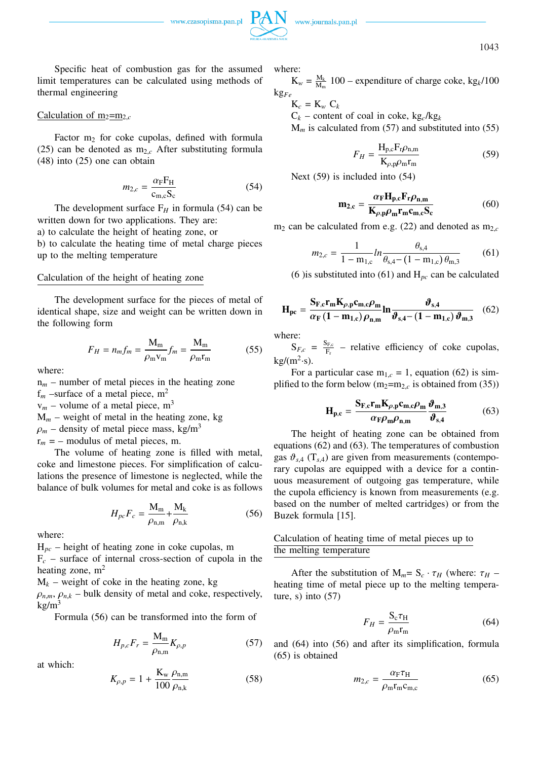Specific heat of combustion gas for the assumed limit temperatures can be calculated using methods of thermal engineering

Calculation of $m_2=m_{2,c}$

Factor $m_2$ for coke cupolas, defined with formula (25) can be denoted as $m_{2,c}$ After substituting formula (48) into (25) one can obtain

$$m_{2,c} = \frac{\alpha_F F_H}{c_{m,c} S_c} \tag{54}$$

The development surface $F_H$ in formula (54) can be written down for two applications. They are:
a) to calculate the height of heating zone, or
b) to calculate the heating time of metal charge pieces up to the melting temperature

Calculation of the height of heating zone

The development surface for the pieces of metal of identical shape, size and weight can be written down in the following form

$$F_H = n_m f_m = \frac{M_m}{\rho_m v_m} f_m = \frac{M_m}{\rho_m r_m} \tag{55}$$

where:
$n_m$ – number of metal pieces in the heating zone
$f_m$ –surface of a metal piece, $m^2$
$v_m$ – volume of a metal piece, $m^3$
$M_m$ – weight of metal in the heating zone, kg
$\rho_m$ – density of metal piece mass, $kg/m^3$
$r_m$ = – modulus of metal pieces, m.

The volume of heating zone is filled with metal, coke and limestone pieces. For simplification of calculations the presence of limestone is neglected, while the balance of bulk volumes for metal and coke is as follows

$$H_{pc} F_c = \frac{M_m}{\rho_{n,m}} + \frac{M_k}{\rho_{n,k}} \tag{56}$$

where:
$H_{pc}$ – height of heating zone in coke cupolas, m
$F_c$ – surface of internal cross-section of cupola in the heating zone, $m^2$
$M_k$ – weight of coke in the heating zone, kg
$\rho_{n,m}$, $\rho_{n,k}$ – bulk density of metal and coke, respectively, $kg/m^3$

Formula (56) can be transformed into the form of

$$H_{p,c} F_r = \frac{M_m}{\rho_{n,m}} K_{\rho,p} \tag{57}$$

at which:

$$K_{\rho,p} = 1 + \frac{K_w}{100} \frac{\rho_{n,m}}{\rho_{n,k}} \tag{58}$$

where:
$K_w = \frac{M_k}{M_m} 100$ – expenditure of charge coke, $kg_k/100\ kg_{Fe}$
$K_c = K_w\ C_k$
$C_k$ – content of coal in coke, $kg_c/kg_k$
$M_m$ is calculated from (57) and substituted into (55)

$$F_H = \frac{H_{p,c} F_r \rho_{n,m}}{K_{\rho,p} \rho_m r_m} \tag{59}$$

Next (59) is included into (54)

$$\mathbf{m_{2,c}} = \frac{\boldsymbol{\alpha_F H_{p,c} F_r \rho_{n,m}}}{\boldsymbol{K_{\rho,p} \rho_m r_m c_{m,c} S_c}} \tag{60}$$

$m_2$ can be calculated from e.g. (22) and denoted as $m_{2,c}$

$$m_{2,c} = \frac{1}{1 - m_{1,c}} ln \frac{\theta_{s,4}}{\theta_{s,4} - (1 - m_{1,c})\, \theta_{m,3}} \tag{61}$$

(6 )is substituted into (61) and $H_{pc}$ can be calculated

$$\mathbf{H_{pc}} = \frac{\mathbf{S_{F,c} r_m K_{\rho,p} c_{m,c} \rho_m}}{\boldsymbol{\alpha_F} \mathbf{(1 - m_{1,c})} \boldsymbol{\rho_{n,m}}} \mathbf{ln} \frac{\boldsymbol{\vartheta_{s,4}}}{\boldsymbol{\vartheta_{s,4}} - \mathbf{(1 - m_{1,c})} \boldsymbol{\vartheta_{m,3}}} \tag{62}$$

where:
$S_{F,c} = \frac{S_{F,c}}{F_r}$ – relative efficiency of coke cupolas, $kg/(m^2 \cdot s)$.

For a particular case $m_{1,c} = 1$, equation (62) is simplified to the form below ($m_2=m_{2,c}$ is obtained from (35))

$$\mathbf{H_{p,c}} = \frac{\mathbf{S_{F,c} r_m K_{\rho,p} c_{m,c} \rho_m}}{\boldsymbol{\alpha_F \rho_m \rho_{n,m}}} \frac{\boldsymbol{\vartheta_{m,3}}}{\boldsymbol{\vartheta_{s,4}}} \tag{63}$$

The height of heating zone can be obtained from equations (62) and (63). The temperatures of combustion gas $\vartheta_{s,4}$ ($T_{s,4}$) are given from measurements (contemporary cupolas are equipped with a device for a continuous measurement of outgoing gas temperature, while the cupola efficiency is known from measurements (e.g. based on the number of melted cartridges) or from the Buzek formula [15].

Calculation of heating time of metal pieces up to the melting temperature

After the substitution of $M_m = S_c \cdot \tau_H$ (where: $\tau_H$ – heating time of metal piece up to the melting temperature, s) into (57)

$$F_H = \frac{S_c \tau_H}{\rho_m r_m} \tag{64}$$

and (64) into (56) and after its simplification, formula (65) is obtained

$$m_{2,c} = \frac{\alpha_F \tau_H}{\rho_m r_m c_{m,c}} \tag{65}$$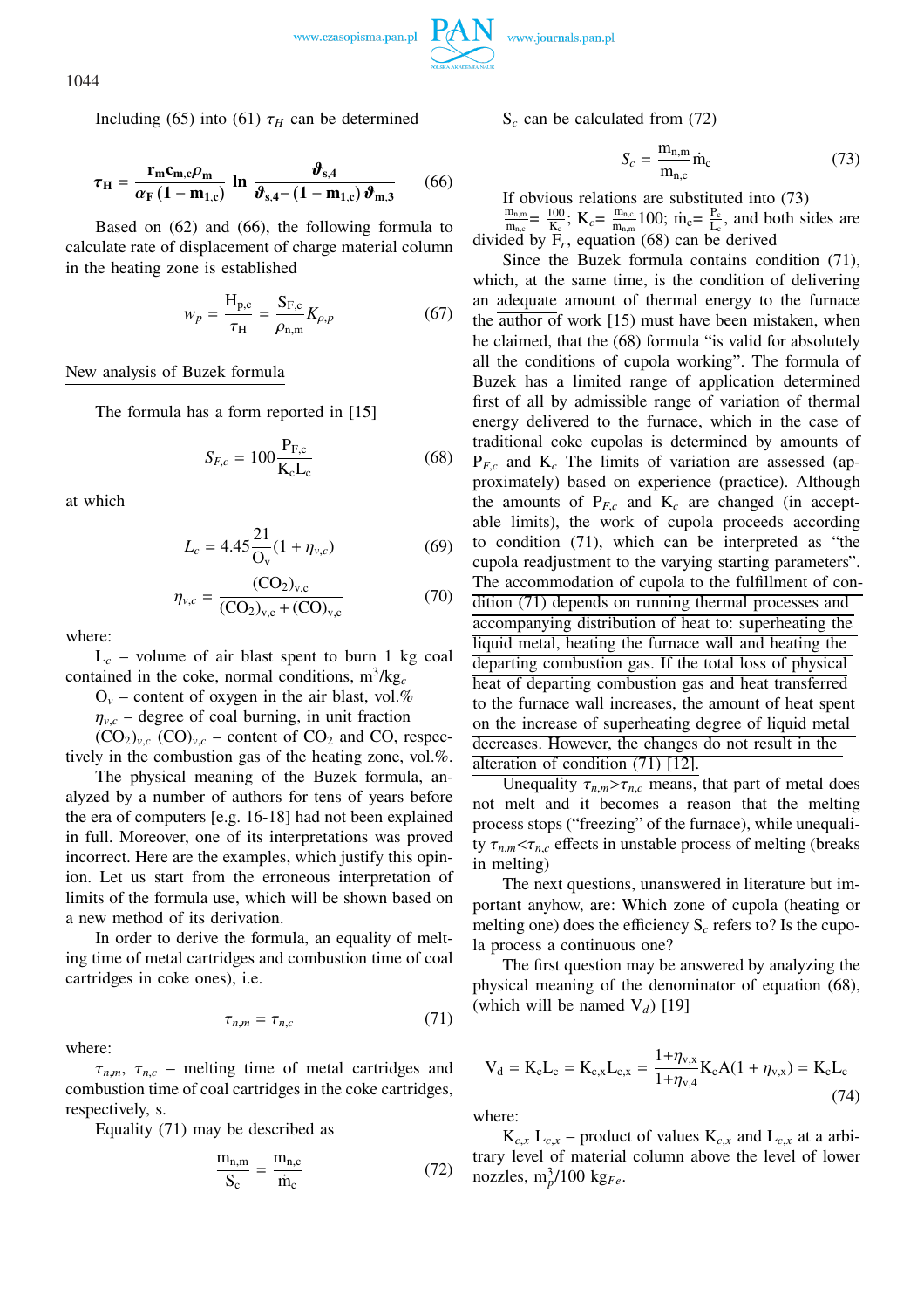Including (65) into (61) $\tau_H$ can be determined

$$\boldsymbol{\tau_H = \frac{r_m c_{m,c} \rho_m}{\alpha_F (1 - m_{1,c})} \ln \frac{\vartheta_{s,4}}{\vartheta_{s,4} - (1 - m_{1,c}) \vartheta_{m,3}}} \tag{66}$$

Based on (62) and (66), the following formula to calculate rate of displacement of charge material column in the heating zone is established

$$w_p = \frac{H_{p,c}}{\tau_H} = \frac{S_{F,c}}{\rho_{n,m}} K_{\rho,p} \tag{67}$$

## New analysis of Buzek formula

The formula has a form reported in [15]

$$S_{F,c} = 100 \frac{P_{F,c}}{K_c L_c} \tag{68}$$

at which

$$L_c = 4.45 \frac{21}{O_v} (1 + \eta_{v,c}) \tag{69}$$

$$\eta_{v,c} = \frac{(CO_2)_{v,c}}{(CO_2)_{v,c} + (CO)_{v,c}} \tag{70}$$

where:

$L_c$ – volume of air blast spent to burn 1 kg coal contained in the coke, normal conditions, $m^3/kg_c$

$O_v$ – content of oxygen in the air blast, vol.%

$\eta_{v,c}$ – degree of coal burning, in unit fraction

$(CO_2)_{v,c}$ $(CO)_{v,c}$ – content of $CO_2$ and CO, respectively in the combustion gas of the heating zone, vol.%.

The physical meaning of the Buzek formula, analyzed by a number of authors for tens of years before the era of computers [e.g. 16-18] had not been explained in full. Moreover, one of its interpretations was proved incorrect. Here are the examples, which justify this opinion. Let us start from the erroneous interpretation of limits of the formula use, which will be shown based on a new method of its derivation.

In order to derive the formula, an equality of melting time of metal cartridges and combustion time of coal cartridges in coke ones), i.e.

$$\tau_{n,m} = \tau_{n,c} \tag{71}$$

where:

$\tau_{n,m}$, $\tau_{n,c}$ – melting time of metal cartridges and combustion time of coal cartridges in the coke cartridges, respectively, s.

Equality (71) may be described as

$$\frac{m_{n,m}}{S_c} = \frac{m_{n,c}}{\dot{m}_c} \tag{72}$$

$S_c$ can be calculated from (72)

$$S_c = \frac{m_{n,m}}{m_{n,c}} \dot{m}_c \tag{73}$$

If obvious relations are substituted into (73) $\frac{m_{n,m}}{m_{n,c}} = \frac{100}{K_c}$; $K_c = \frac{m_{n,c}}{m_{n,m}} 100$; $\dot{m}_c = \frac{P_c}{L_c}$, and both sides are divided by $F_r$, equation (68) can be derived

Since the Buzek formula contains condition (71), which, at the same time, is the condition of delivering an adequate amount of thermal energy to the furnace the author of work [15] must have been mistaken, when he claimed, that the (68) formula "is valid for absolutely all the conditions of cupola working". The formula of Buzek has a limited range of application determined first of all by admissible range of variation of thermal energy delivered to the furnace, which in the case of traditional coke cupolas is determined by amounts of $P_{F,c}$ and $K_c$ The limits of variation are assessed (approximately) based on experience (practice). Although the amounts of $P_{F,c}$ and $K_c$ are changed (in acceptable limits), the work of cupola proceeds according to condition (71), which can be interpreted as "the cupola readjustment to the varying starting parameters". The accommodation of cupola to the fulfillment of condition (71) depends on running thermal processes and accompanying distribution of heat to: superheating the liquid metal, heating the furnace wall and heating the departing combustion gas. If the total loss of physical heat of departing combustion gas and heat transferred to the furnace wall increases, the amount of heat spent on the increase of superheating degree of liquid metal decreases. However, the changes do not result in the alteration of condition (71) [12].

Unequality $\tau_{n,m} > \tau_{n,c}$ means, that part of metal does not melt and it becomes a reason that the melting process stops ("freezing" of the furnace), while unequality $\tau_{n,m} < \tau_{n,c}$ effects in unstable process of melting (breaks in melting)

The next questions, unanswered in literature but important anyhow, are: Which zone of cupola (heating or melting one) does the efficiency $S_c$ refers to? Is the cupola process a continuous one?

The first question may be answered by analyzing the physical meaning of the denominator of equation (68), (which will be named $V_d$) [19]

$$V_d = K_c L_c = K_{c,x} L_{c,x} = \frac{1 + \eta_{v,x}}{1 + \eta_{v,4}} K_c A (1 + \eta_{v,x}) = K_c L_c \tag{74}$$

where:

$K_{c,x}$ $L_{c,x}$ – product of values $K_{c,x}$ and $L_{c,x}$ at a arbitrary level of material column above the level of lower nozzles, $m_p^3/100\ kg_{Fe}$.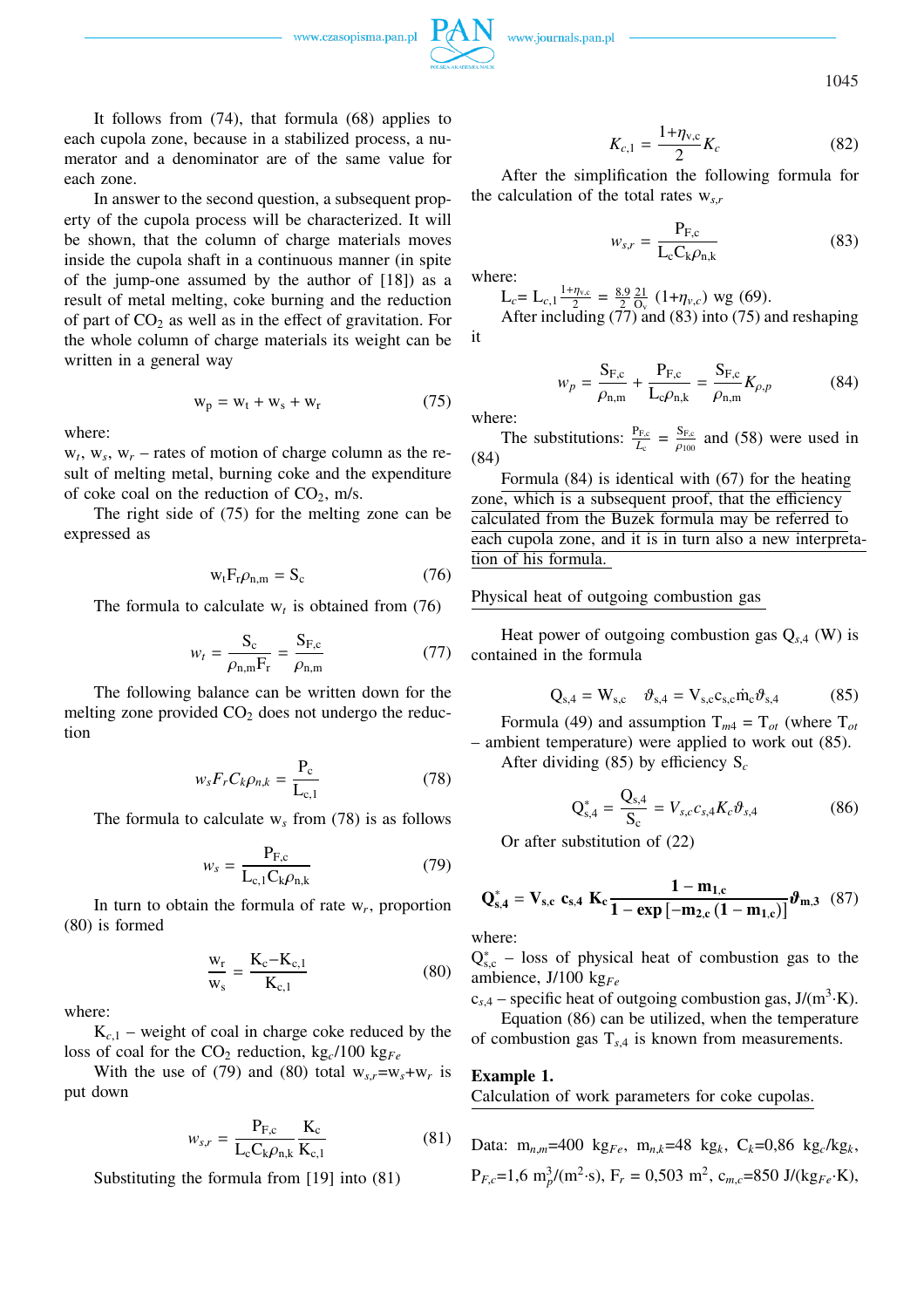It follows from (74), that formula (68) applies to each cupola zone, because in a stabilized process, a numerator and a denominator are of the same value for each zone.

In answer to the second question, a subsequent property of the cupola process will be characterized. It will be shown, that the column of charge materials moves inside the cupola shaft in a continuous manner (in spite of the jump-one assumed by the author of [18]) as a result of metal melting, coke burning and the reduction of part of $CO_2$ as well as in the effect of gravitation. For the whole column of charge materials its weight can be written in a general way

$$\mathrm{w_p} = \mathrm{w_t} + \mathrm{w_s} + \mathrm{w_r} \tag{75}$$

where:

$w_t$, $w_s$, $w_r$ – rates of motion of charge column as the result of melting metal, burning coke and the expenditure of coke coal on the reduction of $CO_2$, m/s.

The right side of (75) for the melting zone can be expressed as

$$\mathrm{w_t F_r} \rho_{\mathrm{n,m}} = \mathrm{S_c} \tag{76}$$

The formula to calculate $w_t$ is obtained from (76)

$$w_t = \frac{\mathrm{S_c}}{\rho_{\mathrm{n,m}}\mathrm{F_r}} = \frac{\mathrm{S_{F,c}}}{\rho_{\mathrm{n,m}}} \tag{77}$$

The following balance can be written down for the melting zone provided $CO_2$ does not undergo the reduction

$$w_s F_r C_k \rho_{n,k} = \frac{\mathrm{P_c}}{\mathrm{L_{c,1}}} \tag{78}$$

The formula to calculate $w_s$ from (78) is as follows

$$w_s = \frac{\mathrm{P_{F,c}}}{\mathrm{L_{c,1}C_k}\rho_{\mathrm{n,k}}} \tag{79}$$

In turn to obtain the formula of rate $w_r$, proportion (80) is formed

$$\frac{\mathrm{w_r}}{\mathrm{w_s}} = \frac{\mathrm{K_c - K_{c,1}}}{\mathrm{K_{c,1}}} \tag{80}$$

where:

$K_{c,1}$ – weight of coal in charge coke reduced by the loss of coal for the $CO_2$ reduction, $\mathrm{kg_c/100\ kg_{Fe}}$

With the use of (79) and (80) total $w_{s,r}=w_s+w_r$ is put down

$$w_{s,r} = \frac{\mathrm{P_{F,c}}}{\mathrm{L_c C_k}\rho_{\mathrm{n,k}}}\frac{\mathrm{K_c}}{\mathrm{K_{c,1}}} \tag{81}$$

Substituting the formula from [19] into (81)

$$K_{c,1} = \frac{1+\eta_{\mathrm{v,c}}}{2}K_c \tag{82}$$

After the simplification the following formula for the calculation of the total rates $w_{s,r}$

$$w_{s,r} = \frac{\mathrm{P_{F,c}}}{\mathrm{L_c C_k}\rho_{\mathrm{n,k}}} \tag{83}$$

where:

$\mathrm{L_c} = \mathrm{L}_{c,1}\frac{1+\eta_{v,c}}{2} = \frac{8.9}{2}\frac{21}{\mathrm{O_v}}\,(1+\eta_{v,c})$ wg (69).

After including (77) and (83) into (75) and reshaping it

$$w_p = \frac{\mathrm{S_{F,c}}}{\rho_{\mathrm{n,m}}} + \frac{\mathrm{P_{F,c}}}{\mathrm{L_c}\rho_{\mathrm{n,k}}} = \frac{\mathrm{S_{F,c}}}{\rho_{\mathrm{n,m}}}K_{\rho,p} \tag{84}$$

where:

The substitutions: $\frac{\mathrm{P_{F,c}}}{\mathrm{L_c}} = \frac{\mathrm{S_{F,c}}}{\rho_{100}}$ and (58) were used in (84)

Formula (84) is identical with (67) for the heating zone, which is a subsequent proof, that the efficiency calculated from the Buzek formula may be referred to each cupola zone, and it is in turn also a new interpretation of his formula.

## Physical heat of outgoing combustion gas

Heat power of outgoing combustion gas $Q_{s,4}$ (W) is contained in the formula

$$\mathrm{Q_{s,4}} = \mathrm{W_{s,c}} \quad \vartheta_{\mathrm{s,4}} = \mathrm{V_{s,c}c_{s,c}\dot{m}_c}\vartheta_{\mathrm{s,4}} \tag{85}$$

Formula (49) and assumption $T_{m4} = T_{ot}$ (where $T_{ot}$ – ambient temperature) were applied to work out (85).

After dividing (85) by efficiency $S_c$

$$\mathrm{Q^*_{s,4}} = \frac{\mathrm{Q_{s,4}}}{\mathrm{S_c}} = V_{s,c}c_{s,4}K_c\vartheta_{s,4} \tag{86}$$

Or after substitution of (22)

$$\mathbf{Q^*_{s,4} = V_{s,c}\ c_{s,4}\ K_c}\frac{\mathbf{1 - m_{1,c}}}{\mathbf{1 - exp\left[-m_{2,c}\left(1 - m_{1,c}\right)\right]}}\boldsymbol{\vartheta}_{\mathbf{m,3}} \tag{87}$$

where:

$Q^*_{s,c}$ – loss of physical heat of combustion gas to the ambience, $\mathrm{J/100\ kg_{Fe}}$

$c_{s,4}$ – specific heat of outgoing combustion gas, $\mathrm{J/(m^3{\cdot}K)}$.

Equation (86) can be utilized, when the temperature of combustion gas $T_{s,4}$ is known from measurements.

**Example 1.**
Calculation of work parameters for coke cupolas.

Data: $m_{n,m}$=400 $\mathrm{kg_{Fe}}$, $m_{n,k}$=48 $\mathrm{kg_k}$, $C_k$=0,86 $\mathrm{kg_c/kg_k}$, $P_{F,c}$=1,6 $\mathrm{m_p^3/(m^2{\cdot}s)}$, $F_r$ = 0,503 $\mathrm{m^2}$, $c_{m,c}$=850 $\mathrm{J/(kg_{Fe}{\cdot}K)}$,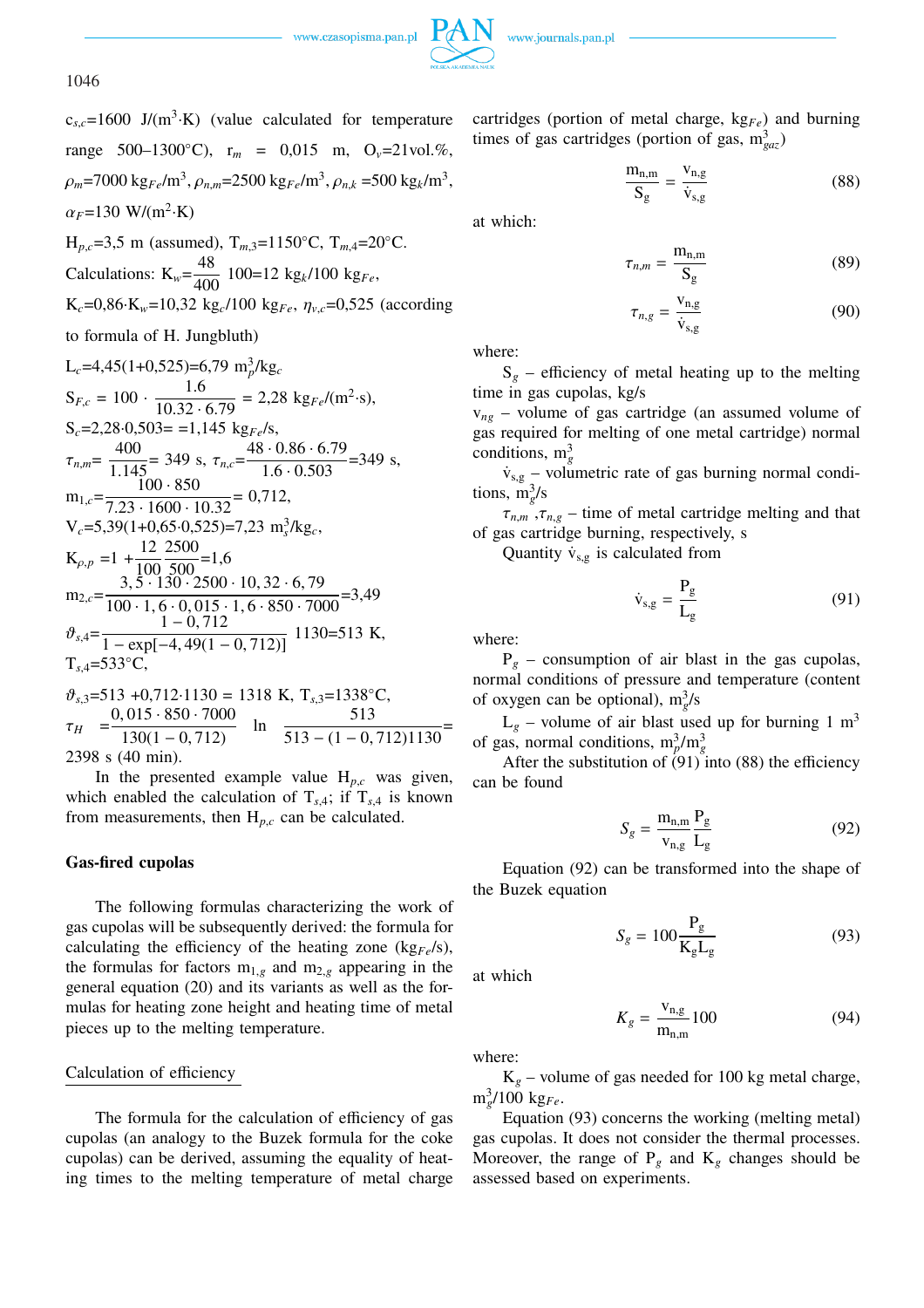$c_{s,c}$=1600 J/(m$^3$·K) (value calculated for temperature range 500–1300°C), $r_m$ = 0,015 m, $O_v$=21vol.%, $\rho_m$=7000 kg$_{Fe}$/m$^3$, $\rho_{n,m}$=2500 kg$_{Fe}$/m$^3$, $\rho_{n,k}$ =500 kg$_k$/m$^3$, $\alpha_F$=130 W/(m$^2$·K)

$H_{p,c}$=3,5 m (assumed), $T_{m,3}$=1150°C, $T_{m,4}$=20°C.

Calculations: $K_w=\frac{48}{400}\,100$=12 kg$_k$/100 kg$_{Fe}$,

$K_c$=0,86·$K_w$=10,32 kg$_c$/100 kg$_{Fe}$, $\eta_{v,c}$=0,525 (according to formula of H. Jungbluth)

$L_c$=4,45(1+0,525)=6,79 m$^3_p$/kg$_c$

$S_{F,c} = 100 \cdot \frac{1.6}{10.32 \cdot 6.79} = 2{,}28$ kg$_{Fe}$/(m$^2$·s),

$S_c$=2,28·0,503= =1,145 kg$_{Fe}$/s,

$\tau_{n,m}=\frac{400}{1.145}$= 349 s, $\tau_{n,c}=\frac{48 \cdot 0.86 \cdot 6.79}{1.6 \cdot 0.503}$=349 s,

$m_{1,c}=\frac{100 \cdot 850}{7.23 \cdot 1600 \cdot 10.32}$= 0,712,

$V_c$=5,39(1+0,65·0,525)=7,23 m$^3_s$/kg$_c$,

$K_{\rho,p} = 1 + \frac{12}{100}\frac{2500}{500}$=1,6

$m_{2,c}=\frac{3,5 \cdot 130 \cdot 2500 \cdot 10,32 \cdot 6,79}{100 \cdot 1,6 \cdot 0,015 \cdot 1,6 \cdot 850 \cdot 7000}$=3,49

$\vartheta_{s,4}=\frac{1-0,712}{1-\exp[-4,49(1-0,712)]}\,1130$=513 K,

$T_{s,4}$=533°C,

$\vartheta_{s,3}$=513 +0,712·1130 = 1318 K, $T_{s,3}$=1338°C,

$$\tau_H = \frac{0,015 \cdot 850 \cdot 7000}{130(1-0,712)} \ln \frac{513}{513-(1-0,712)1130} = 2398 \text{ s (40 min)}.$$

In the presented example value $H_{p,c}$ was given, which enabled the calculation of $T_{s,4}$; if $T_{s,4}$ is known from measurements, then $H_{p,c}$ can be calculated.

## Gas-fired cupolas

The following formulas characterizing the work of gas cupolas will be subsequently derived: the formula for calculating the efficiency of the heating zone (kg$_{Fe}$/s), the formulas for factors $m_{1,g}$ and $m_{2,g}$ appearing in the general equation (20) and its variants as well as the formulas for heating zone height and heating time of metal pieces up to the melting temperature.

### Calculation of efficiency

The formula for the calculation of efficiency of gas cupolas (an analogy to the Buzek formula for the coke cupolas) can be derived, assuming the equality of heating times to the melting temperature of metal charge cartridges (portion of metal charge, kg$_{Fe}$) and burning times of gas cartridges (portion of gas, m$^3_{gaz}$)

$$\frac{m_{n,m}}{S_g} = \frac{v_{n,g}}{\dot{v}_{s,g}} \tag{88}$$

at which:

$$\tau_{n,m} = \frac{m_{n,m}}{S_g} \tag{89}$$

$$\tau_{n,g} = \frac{v_{n,g}}{\dot{v}_{s,g}} \tag{90}$$

where:

$S_g$ – efficiency of metal heating up to the melting time in gas cupolas, kg/s

$v_{ng}$ – volume of gas cartridge (an assumed volume of gas required for melting of one metal cartridge) normal conditions, m$^3_g$

$\dot{v}_{s,g}$ – volumetric rate of gas burning normal conditions, m$^3_g$/s

$\tau_{n,m}$ ,$\tau_{n,g}$ – time of metal cartridge melting and that of gas cartridge burning, respectively, s

Quantity $\dot{v}_{s,g}$ is calculated from

$$\dot{v}_{s,g} = \frac{P_g}{L_g} \tag{91}$$

where:

$P_g$ – consumption of air blast in the gas cupolas, normal conditions of pressure and temperature (content of oxygen can be optional), m$^3_g$/s

$L_g$ – volume of air blast used up for burning 1 m$^3$ of gas, normal conditions, m$^3_p$/m$^3_g$

After the substitution of (91) into (88) the efficiency can be found

$$S_g = \frac{m_{n,m}}{v_{n,g}}\frac{P_g}{L_g} \tag{92}$$

Equation (92) can be transformed into the shape of the Buzek equation

$$S_g = 100\frac{P_g}{K_g L_g} \tag{93}$$

at which

$$K_g = \frac{v_{n,g}}{m_{n,m}}100 \tag{94}$$

where:

$K_g$ – volume of gas needed for 100 kg metal charge, m$^3_g$/100 kg$_{Fe}$.

Equation (93) concerns the working (melting metal) gas cupolas. It does not consider the thermal processes. Moreover, the range of $P_g$ and $K_g$ changes should be assessed based on experiments.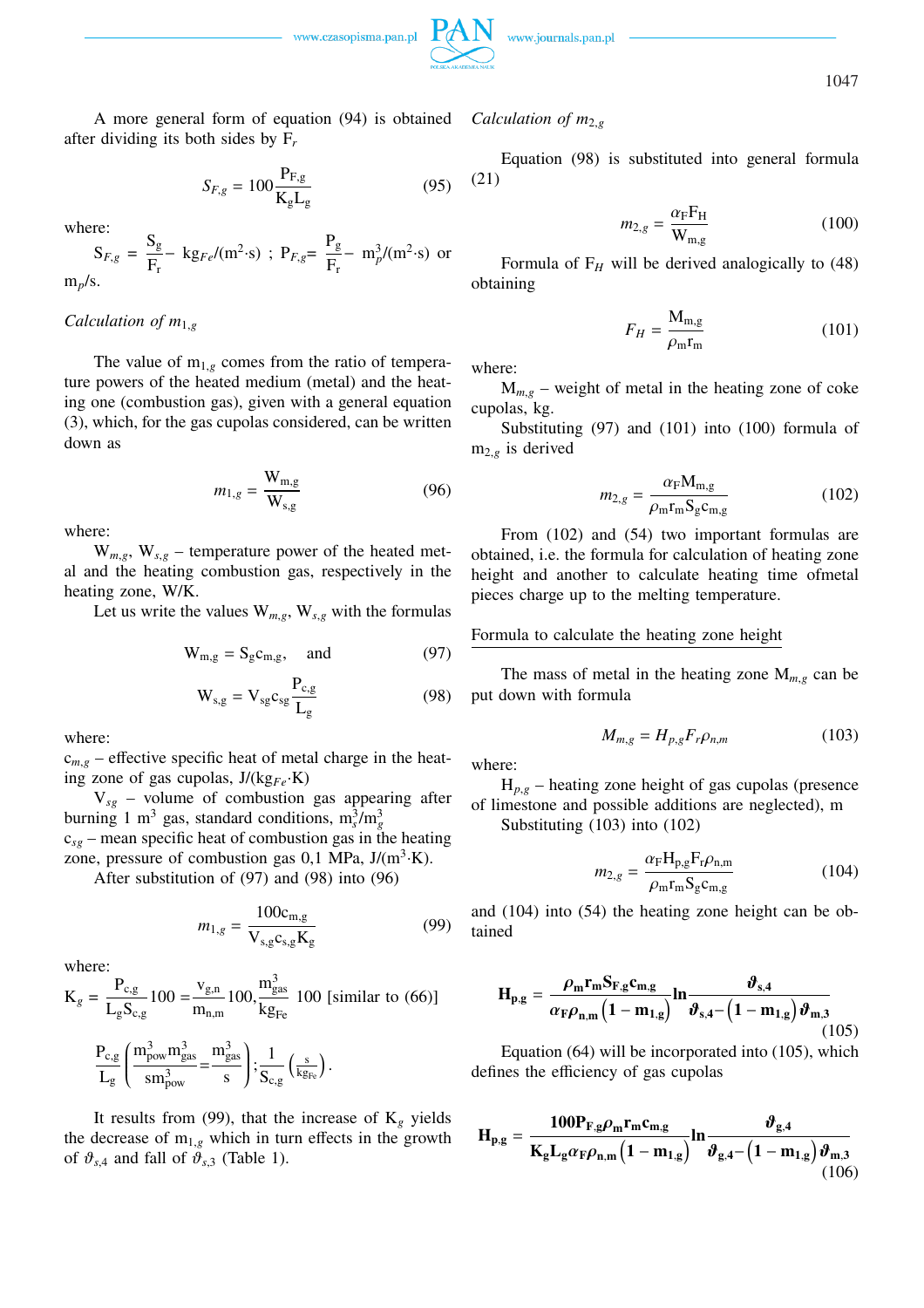A more general form of equation (94) is obtained after dividing its both sides by $F_r$

$$S_{F,g} = 100\frac{P_{F,g}}{K_g L_g} \tag{95}$$

where:

$S_{F,g} = \frac{S_g}{F_r}$ – $kg_{Fe}/(m^2 \cdot s)$ ; $P_{F,g} = \frac{P_g}{F_r}$ – $m_p^3/(m^2 \cdot s)$ or $m_p/s$.

*Calculation of $m_{1,g}$*

The value of $m_{1,g}$ comes from the ratio of temperature powers of the heated medium (metal) and the heating one (combustion gas), given with a general equation (3), which, for the gas cupolas considered, can be written down as

$$m_{1,g} = \frac{W_{m,g}}{W_{s,g}} \tag{96}$$

where:

$W_{m,g}$, $W_{s,g}$ – temperature power of the heated metal and the heating combustion gas, respectively in the heating zone, W/K.

Let us write the values $W_{m,g}$, $W_{s,g}$ with the formulas

$$W_{m,g} = S_g c_{m,g}, \quad \text{and} \tag{97}$$

$$W_{s,g} = V_{sg} c_{sg} \frac{P_{c,g}}{L_g} \tag{98}$$

where:

$c_{m,g}$ – effective specific heat of metal charge in the heating zone of gas cupolas, $J/(kg_{Fe} \cdot K)$

$V_{sg}$ – volume of combustion gas appearing after burning 1 $m^3$ gas, standard conditions, $m_s^3/m_g^3$

$c_{sg}$ – mean specific heat of combustion gas in the heating zone, pressure of combustion gas 0,1 MPa, $J/(m^3 \cdot K)$.

After substitution of (97) and (98) into (96)

$$m_{1,g} = \frac{100 c_{m,g}}{V_{s,g} c_{s,g} K_g} \tag{99}$$

where:

$$K_g = \frac{P_{c,g}}{L_g S_{c,g}} 100 = \frac{v_{g,n}}{m_{n,m}} 100, \frac{m^3_{gas}}{kg_{Fe}} 100 \text{ [similar to (66)]}$$

$$\frac{P_{c,g}}{L_g}\left(\frac{m^3_{pow} m^3_{gas}}{s m^3_{pow}} = \frac{m^3_{gas}}{s}\right); \frac{1}{S_{c,g}}\left(\frac{s}{kg_{Fe}}\right).$$

It results from (99), that the increase of $K_g$ yields the decrease of $m_{1,g}$ which in turn effects in the growth of $\vartheta_{s,4}$ and fall of $\vartheta_{s,3}$ (Table 1).

*Calculation of $m_{2,g}$*

Equation (98) is substituted into general formula (21)

$$m_{2,g} = \frac{\alpha_F F_H}{W_{m,g}} \tag{100}$$

Formula of $F_H$ will be derived analogically to (48) obtaining

$$F_H = \frac{M_{m,g}}{\rho_m r_m} \tag{101}$$

where:

$M_{m,g}$ – weight of metal in the heating zone of coke cupolas, kg.

Substituting (97) and (101) into (100) formula of $m_{2,g}$ is derived

$$m_{2,g} = \frac{\alpha_F M_{m,g}}{\rho_m r_m S_g c_{m,g}} \tag{102}$$

From (102) and (54) two important formulas are obtained, i.e. the formula for calculation of heating zone height and another to calculate heating time ofmetal pieces charge up to the melting temperature.

## Formula to calculate the heating zone height

The mass of metal in the heating zone $M_{m,g}$ can be put down with formula

$$M_{m,g} = H_{p,g} F_r \rho_{n,m} \tag{103}$$

where:

$H_{p,g}$ – heating zone height of gas cupolas (presence of limestone and possible additions are neglected), m

Substituting (103) into (102)

$$m_{2,g} = \frac{\alpha_F H_{p,g} F_r \rho_{n,m}}{\rho_m r_m S_g c_{m,g}} \tag{104}$$

and (104) into (54) the heating zone height can be obtained

$$\mathbf{H_{p,g}} = \frac{\rho_m r_m S_{F,g} c_{m,g}}{\alpha_F \rho_{n,m}\left(1 - m_{1,g}\right)} \ln \frac{\vartheta_{s,4}}{\vartheta_{s,4} - \left(1 - m_{1,g}\right)\vartheta_{m,3}} \tag{105}$$

Equation (64) will be incorporated into (105), which defines the efficiency of gas cupolas

$$\mathbf{H_{p,g}} = \frac{100 P_{F,g} \rho_m r_m c_{m,g}}{K_g L_g \alpha_F \rho_{n,m}\left(1 - m_{1,g}\right)} \ln \frac{\vartheta_{g,4}}{\vartheta_{g,4} - \left(1 - m_{1,g}\right)\vartheta_{m,3}} \tag{106}$$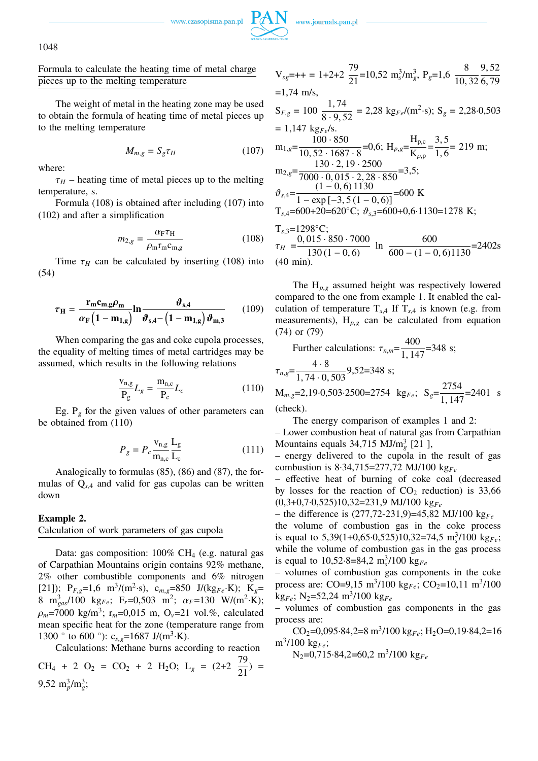Formula to calculate the heating time of metal charge pieces up to the melting temperature

The weight of metal in the heating zone may be used to obtain the formula of heating time of metal pieces up to the melting temperature

$$M_{m,g} = S_g \tau_H \tag{107}$$

where:

$\tau_H$ – heating time of metal pieces up to the melting temperature, s.

Formula (108) is obtained after including (107) into (102) and after a simplification

$$m_{2,g} = \frac{\alpha_F \tau_H}{\rho_m r_m c_{m,g}} \tag{108}$$

Time $\tau_H$ can be calculated by inserting (108) into (54)

$$\tau_H = \frac{r_m c_{m,g} \rho_m}{\alpha_F \left(1 - m_{1,g}\right)} \ln \frac{\vartheta_{s,4}}{\vartheta_{s,4} - \left(1 - m_{1,g}\right) \vartheta_{m,3}} \tag{109}$$

When comparing the gas and coke cupola processes, the equality of melting times of metal cartridges may be assumed, which results in the following relations

$$\frac{v_{n,g}}{P_g} L_g = \frac{m_{n,c}}{P_c} L_c \tag{110}$$

Eg. $P_g$ for the given values of other parameters can be obtained from (110)

$$P_g = P_c \frac{v_{n,g}}{m_{n,c}} \frac{L_g}{L_c} \tag{111}$$

Analogically to formulas (85), (86) and (87), the formulas of $Q_{s,4}$ and valid for gas cupolas can be written down

**Example 2.**

Calculation of work parameters of gas cupola

Data: gas composition: 100% $CH_4$ (e.g. natural gas of Carpathian Mountains origin contains 92% methane, 2% other combustible components and 6% nitrogen [21]); $P_{F,g}$=1,6 m$^3$/(m$^2$·s), $c_{m,g}$=850 J/(kg$_{Fe}$·K); $K_g$= 8 m$^3_{gas}$/100 kg$_{Fe}$; $F_r$=0,503 m$^2$; $\alpha_F$=130 W/(m$^2$·K); $\rho_m$=7000 kg/m$^3$; $r_m$=0,015 m, $O_v$=21 vol.%, calculated mean specific heat for the zone (temperature range from 1300 ° to 600 °): $c_{s,g}$=1687 J/(m$^3$·K).

Calculations: Methane burns according to reaction

$CH_4 + 2\ O_2 = CO_2 + 2\ H_2O$; $L_g = (2+2\ \frac{79}{21}) = 9{,}52$ m$^3_p$/m$^3_g$;

$V_{sg}$=++ = $1+2+2\ \frac{79}{21}$=10,52 m$^3_s$/m$^3_g$, $P_g = 1{,}6\ \frac{8}{10{,}32}\frac{9{,}52}{6{,}79}$ =1,74 m/s,

$S_{F,g} = 100\ \frac{1{,}74}{8 \cdot 9{,}52}$ = 2,28 kg$_{Fe}$/(m$^2$·s); $S_g$ = 2,28·0,503 = 1,147 kg$_{Fe}$/s.

$m_{1,g} = \frac{100 \cdot 850}{10{,}52 \cdot 1687 \cdot 8}$=0,6; $H_{p,g} = \frac{H_{p,c}}{K_{\rho,p}} = \frac{3{,}5}{1{,}6}$= 219 m;

$m_{2,g} = \frac{130 \cdot 2{,}19 \cdot 2500}{7000 \cdot 0{,}015 \cdot 2{,}28 \cdot 850}$=3,5;

$\vartheta_{s,4} = \frac{(1-0{,}6)\,1130}{1 - \exp\left[-3{,}5\,(1-0{,}6)\right]}$=600 K

$T_{s,4}$=600+20=620°C; $\vartheta_{s,3}$=600+0,6·1130=1278 K;

$T_{s,3}$=1298°C;

$\tau_H = \frac{0{,}015 \cdot 850 \cdot 7000}{130\,(1-0{,}6)} \ln \frac{600}{600 - (1-0{,}6)1130}$=2402s (40 min).

The $H_{p,g}$ assumed height was respectively lowered compared to the one from example 1. It enabled the calculation of temperature $T_{s,4}$ If $T_{s,4}$ is known (e.g. from measurements), $H_{p,g}$ can be calculated from equation (74) or (79)

Further calculations: $\tau_{n,m} = \frac{400}{1{,}147}$=348 s;

$\tau_{n,g} = \frac{4 \cdot 8}{1{,}74 \cdot 0{,}503}$9,52=348 s;

$M_{m,g}$=2,19·0,503·2500=2754 kg$_{Fe}$; $S_g = \frac{2754}{1{,}147}$=2401 s (check).

The energy comparison of examples 1 and 2:

– Lower combustion heat of natural gas from Carpathian Mountains equals 34,715 MJ/m$^3_g$ [21 ],

– energy delivered to the cupola in the result of gas combustion is 8·34,715=277,72 MJ/100 kg$_{Fe}$

– effective heat of burning of coke coal (decreased by losses for the reaction of $CO_2$ reduction) is 33,66 (0,3+0,7·0,525)10,32=231,9 MJ/100 kg$_{Fe}$

– the difference is (277,72-231,9)=45,82 MJ/100 kg$_{Fe}$ the volume of combustion gas in the coke process is equal to 5,39(1+0,65·0,525)10,32=74,5 m$^3_s$/100 kg$_{Fe}$; while the volume of combustion gas in the gas process is equal to 10,52·8=84,2 m$^3_s$/100 kg$_{Fe}$

– volumes of combustion gas components in the coke process are: CO=9,15 m$^3$/100 kg$_{Fe}$; $CO_2$=10,11 m$^3$/100 kg$_{Fe}$; $N_2$=52,24 m$^3$/100 kg$_{Fe}$

– volumes of combustion gas components in the gas process are:

$CO_2$=0,095·84,2=8 m$^3$/100 kg$_{Fe}$; $H_2O$=0,19·84,2=16 m$^3$/100 kg$_{Fe}$;

$N_2$=0,715·84,2=60,2 m$^3$/100 kg$_{Fe}$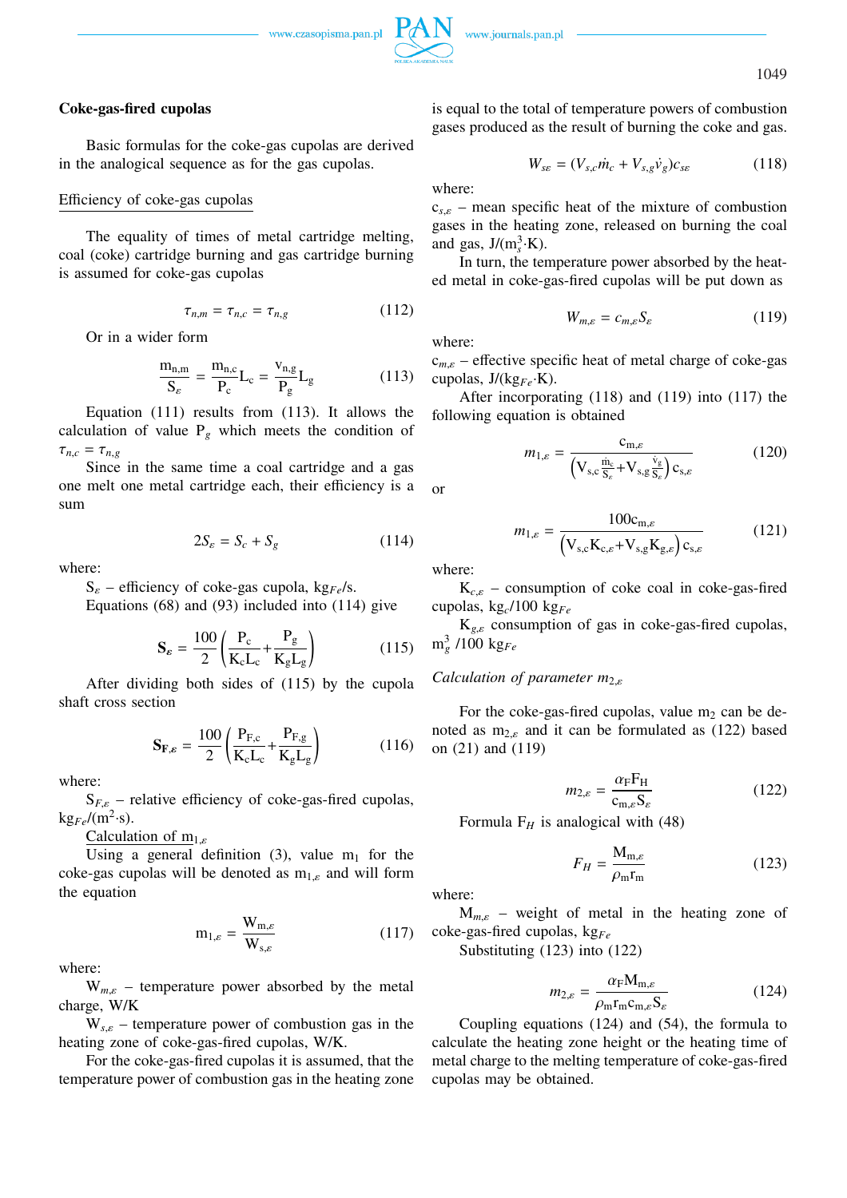### Coke-gas-fired cupolas

Basic formulas for the coke-gas cupolas are derived in the analogical sequence as for the gas cupolas.

Efficiency of coke-gas cupolas

The equality of times of metal cartridge melting, coal (coke) cartridge burning and gas cartridge burning is assumed for coke-gas cupolas

$$\tau_{n,m} = \tau_{n,c} = \tau_{n,g} \tag{112}$$

Or in a wider form

$$\frac{m_{n,m}}{S_\varepsilon} = \frac{m_{n,c}}{P_c} L_c = \frac{v_{n,g}}{P_g} L_g \tag{113}$$

Equation (111) results from (113). It allows the calculation of value $P_g$ which meets the condition of $\tau_{n,c} = \tau_{n,g}$

Since in the same time a coal cartridge and a gas one melt one metal cartridge each, their efficiency is a sum

$$2S_\varepsilon = S_c + S_g \tag{114}$$

where:

$S_\varepsilon$ – efficiency of coke-gas cupola, $kg_{Fe}$/s.

Equations (68) and (93) included into (114) give

$$\mathbf{S}_\varepsilon = \frac{100}{2}\left(\frac{P_c}{K_c L_c} + \frac{P_g}{K_g L_g}\right) \tag{115}$$

After dividing both sides of (115) by the cupola shaft cross section

$$\mathbf{S}_{F,\varepsilon} = \frac{100}{2}\left(\frac{P_{F,c}}{K_c L_c} + \frac{P_{F,g}}{K_g L_g}\right) \tag{116}$$

where:

$S_{F,\varepsilon}$ – relative efficiency of coke-gas-fired cupolas, $kg_{Fe}/(m^2 \cdot s)$.

Calculation of $m_{1,\varepsilon}$

Using a general definition (3), value $m_1$ for the coke-gas cupolas will be denoted as $m_{1,\varepsilon}$ and will form the equation

$$m_{1,\varepsilon} = \frac{W_{m,\varepsilon}}{W_{s,\varepsilon}} \tag{117}$$

where:

$W_{m,\varepsilon}$ – temperature power absorbed by the metal charge, W/K

$W_{s,\varepsilon}$ – temperature power of combustion gas in the heating zone of coke-gas-fired cupolas, W/K.

For the coke-gas-fired cupolas it is assumed, that the temperature power of combustion gas in the heating zone is equal to the total of temperature powers of combustion gases produced as the result of burning the coke and gas.

$$W_{s\varepsilon} = (V_{s,c}\dot{m}_c + V_{s,g}\dot{v}_g)c_{s\varepsilon} \tag{118}$$

where:

$c_{s,\varepsilon}$ – mean specific heat of the mixture of combustion gases in the heating zone, released on burning the coal and gas, $J/(m_s^3 \cdot K)$.

In turn, the temperature power absorbed by the heated metal in coke-gas-fired cupolas will be put down as

$$W_{m,\varepsilon} = c_{m,\varepsilon} S_\varepsilon \tag{119}$$

where:

$c_{m,\varepsilon}$ – effective specific heat of metal charge of coke-gas cupolas, $J/(kg_{Fe} \cdot K)$.

After incorporating (118) and (119) into (117) the following equation is obtained

$$m_{1,\varepsilon} = \frac{c_{m,\varepsilon}}{\left(V_{s,c}\frac{\dot{m}_c}{S_\varepsilon} + V_{s,g}\frac{\dot{v}_g}{S_\varepsilon}\right)c_{s,\varepsilon}} \tag{120}$$

or

$$m_{1,\varepsilon} = \frac{100 c_{m,\varepsilon}}{\left(V_{s,c}K_{c,\varepsilon} + V_{s,g}K_{g,\varepsilon}\right)c_{s,\varepsilon}} \tag{121}$$

where:

$K_{c,\varepsilon}$ – consumption of coke coal in coke-gas-fired cupolas, $kg_c/100\ kg_{Fe}$

$K_{g,\varepsilon}$ consumption of gas in coke-gas-fired cupolas, $m_g^3/100\ kg_{Fe}$

*Calculation of parameter $m_{2,\varepsilon}$*

For the coke-gas-fired cupolas, value $m_2$ can be denoted as $m_{2,\varepsilon}$ and it can be formulated as (122) based on (21) and (119)

$$m_{2,\varepsilon} = \frac{\alpha_F F_H}{c_{m,\varepsilon} S_\varepsilon} \tag{122}$$

Formula $F_H$ is analogical with (48)

$$F_H = \frac{M_{m,\varepsilon}}{\rho_m r_m} \tag{123}$$

where:

$M_{m,\varepsilon}$ – weight of metal in the heating zone of coke-gas-fired cupolas, $kg_{Fe}$

Substituting (123) into (122)

$$m_{2,\varepsilon} = \frac{\alpha_F M_{m,\varepsilon}}{\rho_m r_m c_{m,\varepsilon} S_\varepsilon} \tag{124}$$

Coupling equations (124) and (54), the formula to calculate the heating zone height or the heating time of metal charge to the melting temperature of coke-gas-fired cupolas may be obtained.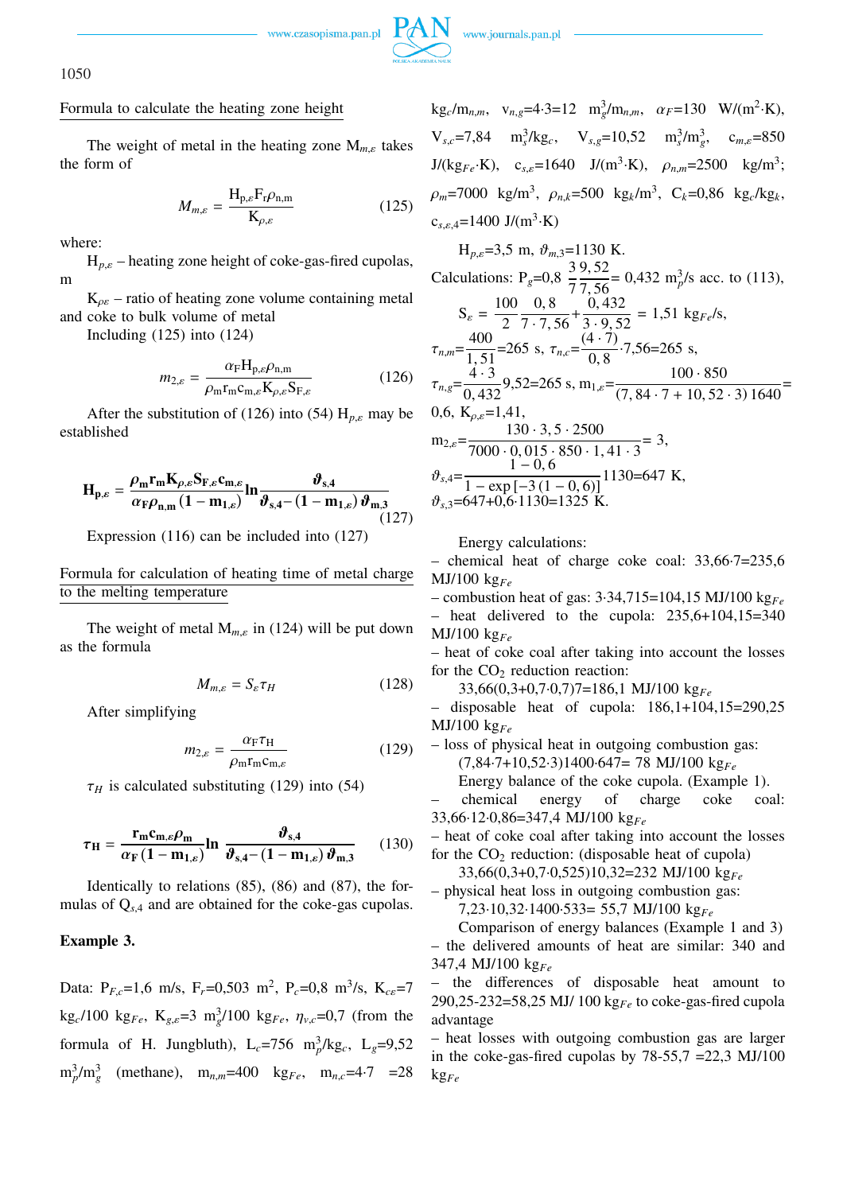Formula to calculate the heating zone height

The weight of metal in the heating zone $M_{m,\varepsilon}$ takes the form of

$$M_{m,\varepsilon} = \frac{H_{p,\varepsilon} F_r \rho_{n,m}}{K_{\rho,\varepsilon}} \tag{125}$$

where:

$H_{p,\varepsilon}$ – heating zone height of coke-gas-fired cupolas, m

$K_{\rho\varepsilon}$ – ratio of heating zone volume containing metal and coke to bulk volume of metal

Including (125) into (124)

$$m_{2,\varepsilon} = \frac{\alpha_F H_{p,\varepsilon} \rho_{n,m}}{\rho_m r_m c_{m,\varepsilon} K_{\rho,\varepsilon} S_{F,\varepsilon}} \tag{126}$$

After the substitution of (126) into (54) $H_{p,\varepsilon}$ may be established

$$\mathbf{H_{p,\varepsilon}} = \frac{\rho_m r_m K_{\rho,\varepsilon} S_{F,\varepsilon} c_{m,\varepsilon}}{\alpha_F \rho_{n,m} (1 - m_{1,\varepsilon})} \ln \frac{\vartheta_{s,4}}{\vartheta_{s,4} - (1 - m_{1,\varepsilon}) \vartheta_{m,3}} \tag{127}$$

Expression (116) can be included into (127)

Formula for calculation of heating time of metal charge to the melting temperature

The weight of metal $M_{m,\varepsilon}$ in (124) will be put down as the formula

$$M_{m,\varepsilon} = S_\varepsilon \tau_H \tag{128}$$

After simplifying

$$m_{2,\varepsilon} = \frac{\alpha_F \tau_H}{\rho_m r_m c_{m,\varepsilon}} \tag{129}$$

$\tau_H$ is calculated substituting (129) into (54)

$$\boldsymbol{\tau_H} = \frac{r_m c_{m,\varepsilon} \rho_m}{\alpha_F (1 - m_{1,\varepsilon})} \ln \frac{\vartheta_{s,4}}{\vartheta_{s,4} - (1 - m_{1,\varepsilon}) \vartheta_{m,3}} \tag{130}$$

Identically to relations (85), (86) and (87), the formulas of $Q_{s,4}$ and are obtained for the coke-gas cupolas.

**Example 3.**

Data: $P_{F,c}$=1,6 m/s, $F_r$=0,503 m$^2$, $P_c$=0,8 m$^3$/s, $K_{c\varepsilon}$=7 kg$_c$/100 kg$_{Fe}$, $K_{g,\varepsilon}$=3 m$^3_g$/100 kg$_{Fe}$, $\eta_{v,c}$=0,7 (from the formula of H. Jungbluth), $L_c$=756 m$^3_p$/kg$_c$, $L_g$=9,52 m$^3_p$/m$^3_g$ (methane), $m_{n,m}$=400 kg$_{Fe}$, $m_{n,c}$=4·7 =28 kg$_c$/m$_{n,m}$, $v_{n,g}$=4·3=12 m$^3_g$/m$_{n,m}$, $\alpha_F$=130 W/(m$^2$·K), $V_{s,c}$=7,84 m$^3_s$/kg$_c$, $V_{s,g}$=10,52 m$^3_s$/m$^3_g$, $c_{m,\varepsilon}$=850 J/(kg$_{Fe}$·K), $c_{s,\varepsilon}$=1640 J/(m$^3$·K), $\rho_{n,m}$=2500 kg/m$^3$; $\rho_m$=7000 kg/m$^3$, $\rho_{n,k}$=500 kg$_k$/m$^3$, $C_k$=0,86 kg$_c$/kg$_k$, $c_{s,\varepsilon,4}$=1400 J/(m$^3$·K)

$H_{p,\varepsilon}$=3,5 m, $\vartheta_{m,3}$=1130 K.

Calculations: $P_g = 0{,}8\ \dfrac{3\ 9{,}52}{7\ 7{,}56}$ = 0,432 m$^3_p$/s acc. to (113),

$S_\varepsilon = \dfrac{100}{2}\ \dfrac{0{,}8}{7 \cdot 7{,}56} + \dfrac{0{,}432}{3 \cdot 9{,}52} = 1{,}51$ kg$_{Fe}$/s,

$\tau_{n,m} = \dfrac{400}{1{,}51}$=265 s, $\tau_{n,c} = \dfrac{(4 \cdot 7)}{0{,}8} \cdot 7{,}56$=265 s,

$\tau_{n,g} = \dfrac{4 \cdot 3}{0{,}432} 9{,}52$=265 s, $m_{1,\varepsilon} = \dfrac{100 \cdot 850}{(7{,}84 \cdot 7 + 10{,}52 \cdot 3)\, 1640}$= 0,6, $K_{\rho,\varepsilon}$=1,41,

$m_{2,\varepsilon} = \dfrac{130 \cdot 3{,}5 \cdot 2500}{7000 \cdot 0{,}015 \cdot 850 \cdot 1{,}41 \cdot 3}$= 3,

$\vartheta_{s,4} = \dfrac{1 - 0{,}6}{1 - \exp\left[-3\,(1 - 0{,}6)\right]}$1130=647 K,

$\vartheta_{s,3}$=647+0,6·1130=1325 K.

Energy calculations:

– chemical heat of charge coke coal: 33,66·7=235,6 MJ/100 kg$_{Fe}$

– combustion heat of gas: 3·34,715=104,15 MJ/100 kg$_{Fe}$

– heat delivered to the cupola: 235,6+104,15=340 MJ/100 kg$_{Fe}$

– heat of coke coal after taking into account the losses for the $CO_2$ reduction reaction:

33,66(0,3+0,7·0,7)7=186,1 MJ/100 kg$_{Fe}$

– disposable heat of cupola: 186,1+104,15=290,25 MJ/100 kg$_{Fe}$

– loss of physical heat in outgoing combustion gas:

(7,84·7+10,52·3)1400·647= 78 MJ/100 kg$_{Fe}$

Energy balance of the coke cupola. (Example 1).

– chemical energy of charge coke coal: 33,66·12·0,86=347,4 MJ/100 kg$_{Fe}$

– heat of coke coal after taking into account the losses for the $CO_2$ reduction: (disposable heat of cupola)

33,66(0,3+0,7·0,525)10,32=232 MJ/100 kg$_{Fe}$

– physical heat loss in outgoing combustion gas:

7,23·10,32·1400·533= 55,7 MJ/100 kg$_{Fe}$

Comparison of energy balances (Example 1 and 3)

– the delivered amounts of heat are similar: 340 and 347,4 MJ/100 kg$_{Fe}$

– the differences of disposable heat amount to 290,25-232=58,25 MJ/ 100 kg$_{Fe}$ to coke-gas-fired cupola advantage

– heat losses with outgoing combustion gas are larger in the coke-gas-fired cupolas by 78-55,7 =22,3 MJ/100 kg$_{Fe}$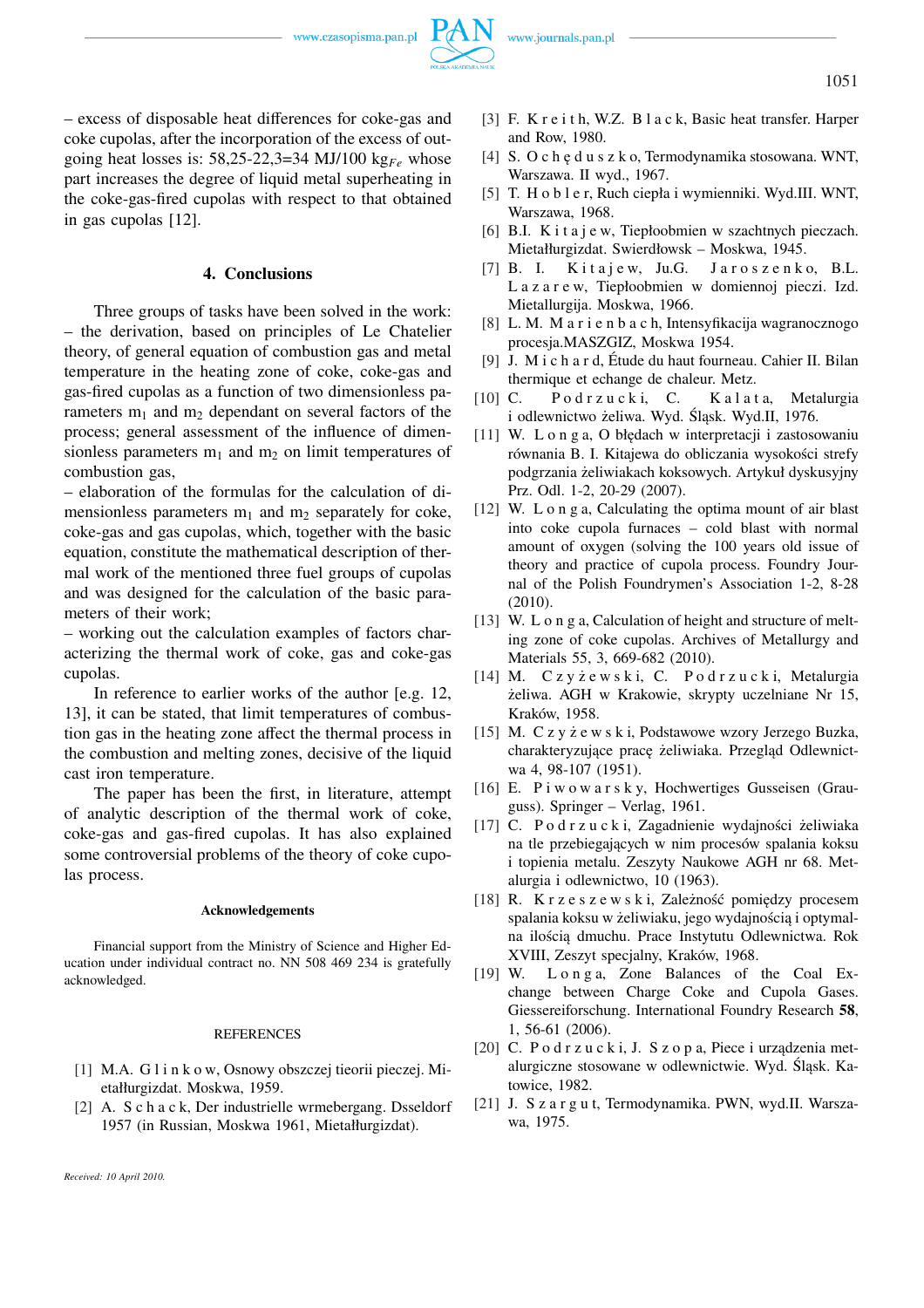– excess of disposable heat differences for coke-gas and coke cupolas, after the incorporation of the excess of outgoing heat losses is: 58,25-22,3=34 MJ/100 $kg_{Fe}$ whose part increases the degree of liquid metal superheating in the coke-gas-fired cupolas with respect to that obtained in gas cupolas [12].

## 4. Conclusions

Three groups of tasks have been solved in the work:

– the derivation, based on principles of Le Chatelier theory, of general equation of combustion gas and metal temperature in the heating zone of coke, coke-gas and gas-fired cupolas as a function of two dimensionless parameters $m_1$ and $m_2$ dependant on several factors of the process; general assessment of the influence of dimensionless parameters $m_1$ and $m_2$ on limit temperatures of combustion gas,

– elaboration of the formulas for the calculation of dimensionless parameters $m_1$ and $m_2$ separately for coke, coke-gas and gas cupolas, which, together with the basic equation, constitute the mathematical description of thermal work of the mentioned three fuel groups of cupolas and was designed for the calculation of the basic parameters of their work;

– working out the calculation examples of factors characterizing the thermal work of coke, gas and coke-gas cupolas.

In reference to earlier works of the author [e.g. 12, 13], it can be stated, that limit temperatures of combustion gas in the heating zone affect the thermal process in the combustion and melting zones, decisive of the liquid cast iron temperature.

The paper has been the first, in literature, attempt of analytic description of the thermal work of coke, coke-gas and gas-fired cupolas. It has also explained some controversial problems of the theory of coke cupolas process.

#### Acknowledgements

Financial support from the Ministry of Science and Higher Education under individual contract no. NN 508 469 234 is gratefully acknowledged.

#### REFERENCES

[1] M.A. Glinkow, Osnowy obszczej teorii pieczej. Mietałłurgizdat. Moskwa, 1959.

[2] A. Schack, Der industrielle wrmebergang. Dsseldorf 1957 (in Russian, Moskwa 1961, Mietałłurgizdat).

[3] F. Kreith, W.Z. Black, Basic heat transfer. Harper and Row, 1980.

[4] S. Ochęduszko, Termodynamika stosowana. WNT, Warszawa. II wyd., 1967.

[5] T. Hobler, Ruch ciepła i wymienniki. Wyd.III. WNT, Warszawa, 1968.

[6] B.I. Kitajew, Tiepłoobmien w szachtnych pieczach. Mietałłurgizdat. Swierdłowsk – Moskwa, 1945.

[7] B. I. Kitajew, Ju.G. Jaroszenko, B.L. Lazarew, Tiepłoobmien w domiennoj pieczi. Izd. Mietallurgija. Moskwa, 1966.

[8] L. M. Marienbach, Intensyfikacija wagranocznogo procesja.MASZGIZ, Moskwa 1954.

[9] J. Michard, Étude du haut fourneau. Cahier II. Bilan thermique et echange de chaleur. Metz.

[10] C. Podrzucki, C. Kalata, Metalurgia i odlewnictwo żeliwa. Wyd. Śląsk. Wyd.II, 1976.

[11] W. Longa, O błędach w interpretacji i zastosowaniu równania B. I. Kitajewa do obliczania wysokości strefy podgrzania żeliwiakach koksowych. Artykuł dyskusyjny Prz. Odl. 1-2, 20-29 (2007).

[12] W. Longa, Calculating the optima mount of air blast into coke cupola furnaces – cold blast with normal amount of oxygen (solving the 100 years old issue of theory and practice of cupola process. Foundry Journal of the Polish Foundrymen's Association 1-2, 8-28 (2010).

[13] W. Longa, Calculation of height and structure of melting zone of coke cupolas. Archives of Metallurgy and Materials 55, 3, 669-682 (2010).

[14] M. Czyżewski, C. Podrzucki, Metalurgia żeliwa. AGH w Krakowie, skrypty uczelniane Nr 15, Kraków, 1958.

[15] M. Czyżewski, Podstawowe wzory Jerzego Buzka, charakteryzujące pracę żeliwiaka. Przegląd Odlewnictwa 4, 98-107 (1951).

[16] E. Piwowarsky, Hochwertiges Gusseisen (Grauguss). Springer – Verlag, 1961.

[17] C. Podrzucki, Zagadnienie wydajności żeliwiaka na tle przebiegających w nim procesów spalania koksu i topienia metalu. Zeszyty Naukowe AGH nr 68. Metalurgia i odlewnictwo, 10 (1963).

[18] R. Krzeszewski, Zależność pomiędzy procesem spalania koksu w żeliwiaku, jego wydajnością i optymalna ilością dmuchu. Prace Instytutu Odlewnictwa. Rok XVIII, Zeszyt specjalny, Kraków, 1968.

[19] W. Longa, Zone Balances of the Coal Exchange between Charge Coke and Cupola Gases. Giessereiforschung. International Foundry Research **58**, 1, 56-61 (2006).

[20] C. Podrzucki, J. Szopa, Piece i urządzenia metalurgiczne stosowane w odlewnictwie. Wyd. Śląsk. Katowice, 1982.

[21] J. Szargut, Termodynamika. PWN, wyd.II. Warszawa, 1975.

*Received: 10 April 2010.*